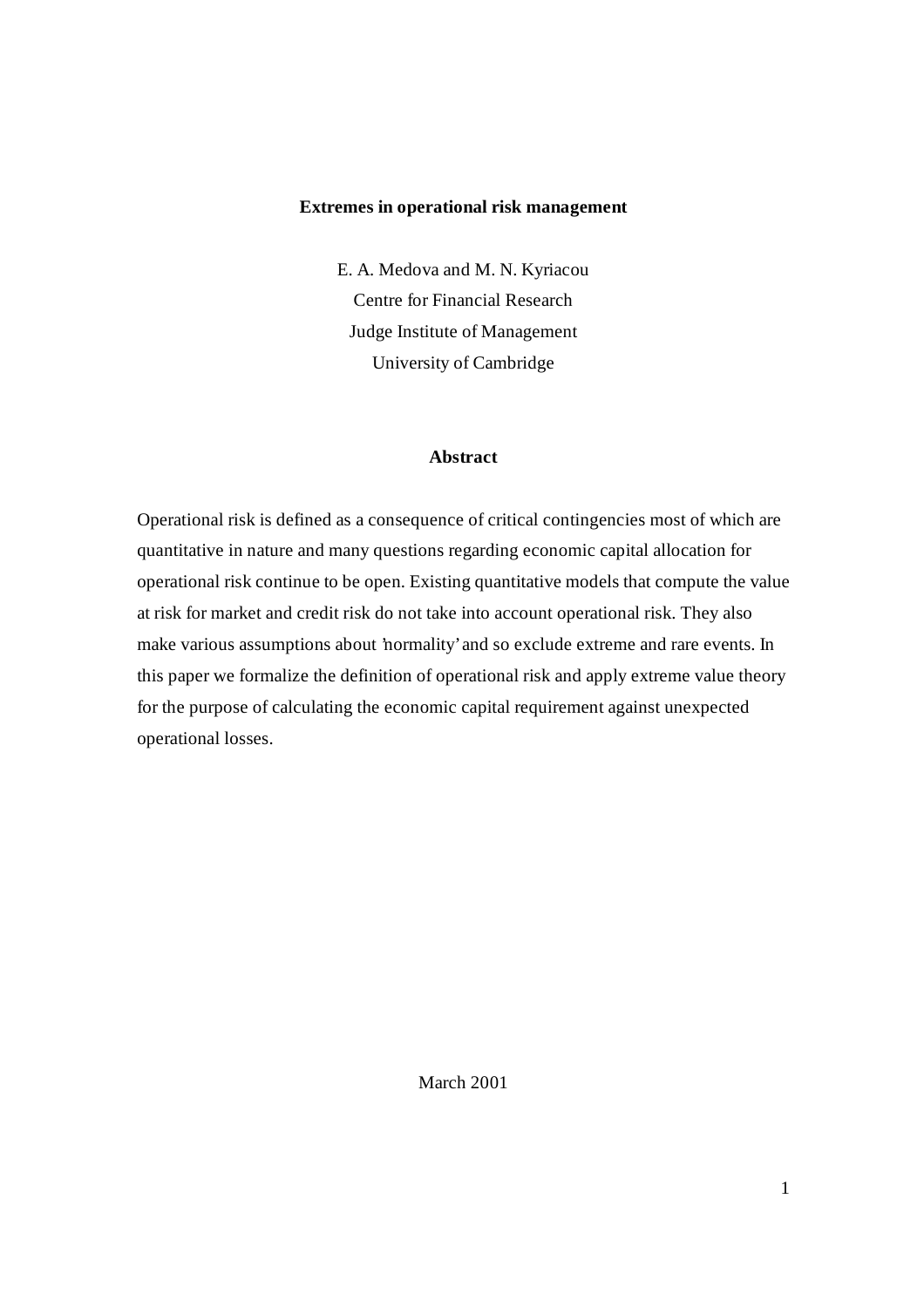# Extremes in operational risk management

E. A. Medova and M. N. Kyriacou
Centre for Financial Research
Judge Institute of Management
University of Cambridge

## Abstract

Operational risk is defined as a consequence of critical contingencies most of which are quantitative in nature and many questions regarding economic capital allocation for operational risk continue to be open. Existing quantitative models that compute the value at risk for market and credit risk do not take into account operational risk. They also make various assumptions about 'normality' and so exclude extreme and rare events. In this paper we formalize the definition of operational risk and apply extreme value theory for the purpose of calculating the economic capital requirement against unexpected operational losses.

March 2001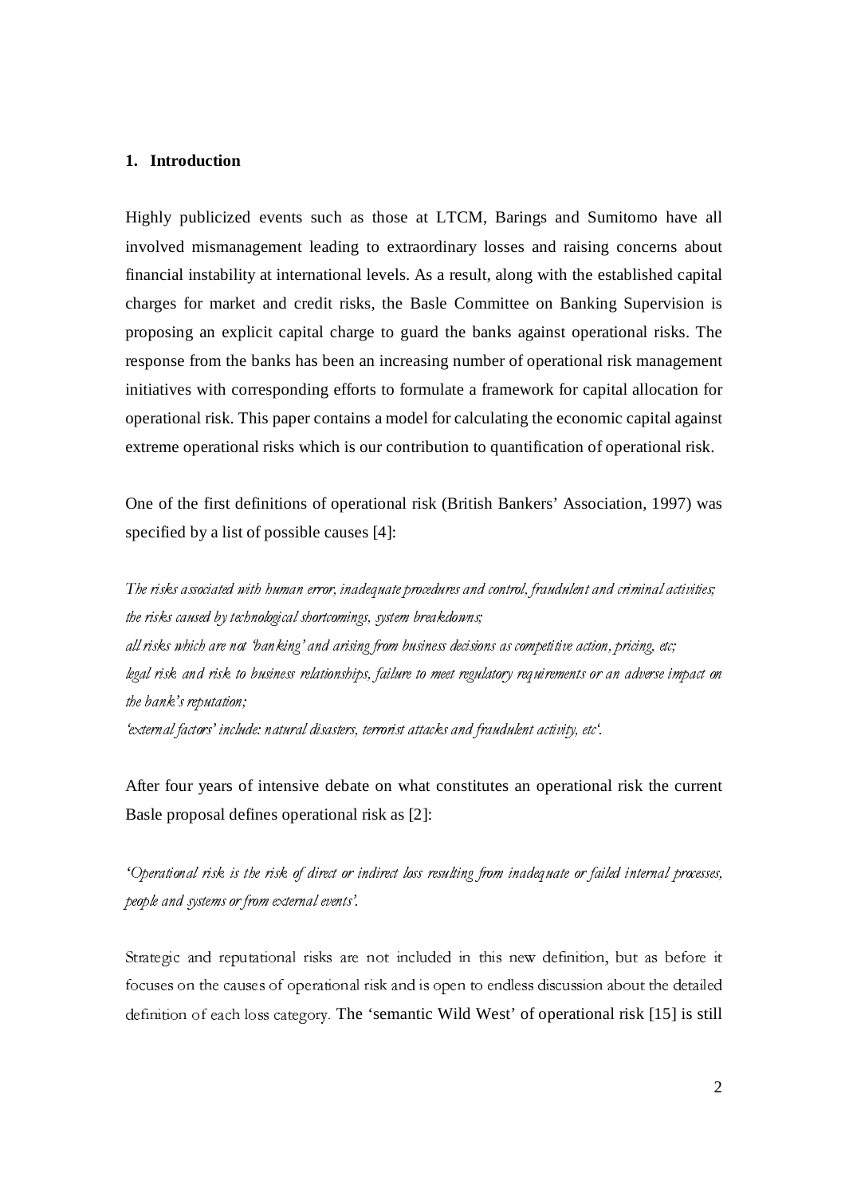## 1. Introduction

Highly publicized events such as those at LTCM, Barings and Sumitomo have all involved mismanagement leading to extraordinary losses and raising concerns about financial instability at international levels. As a result, along with the established capital charges for market and credit risks, the Basle Committee on Banking Supervision is proposing an explicit capital charge to guard the banks against operational risks. The response from the banks has been an increasing number of operational risk management initiatives with corresponding efforts to formulate a framework for capital allocation for operational risk. This paper contains a model for calculating the economic capital against extreme operational risks which is our contribution to quantification of operational risk.

One of the first definitions of operational risk (British Bankers' Association, 1997) was specified by a list of possible causes [4]:

*The risks associated with human error, inadequate procedures and control, fraudulent and criminal activities; the risks caused by technological shortcomings, system breakdowns;*
*all risks which are not 'banking' and arising from business decisions as competitive action, pricing, etc;*
*legal risk and risk to business relationships, failure to meet regulatory requirements or an adverse impact on the bank's reputation;*
*'external factors' include: natural disasters, terrorist attacks and fraudulent activity, etc'.*

After four years of intensive debate on what constitutes an operational risk the current Basle proposal defines operational risk as [2]:

*'Operational risk is the risk of direct or indirect loss resulting from inadequate or failed internal processes, people and systems or from external events'.*

Strategic and reputational risks are not included in this new definition, but as before it focuses on the causes of operational risk and is open to endless discussion about the detailed definition of each loss category. The 'semantic Wild West' of operational risk [15] is still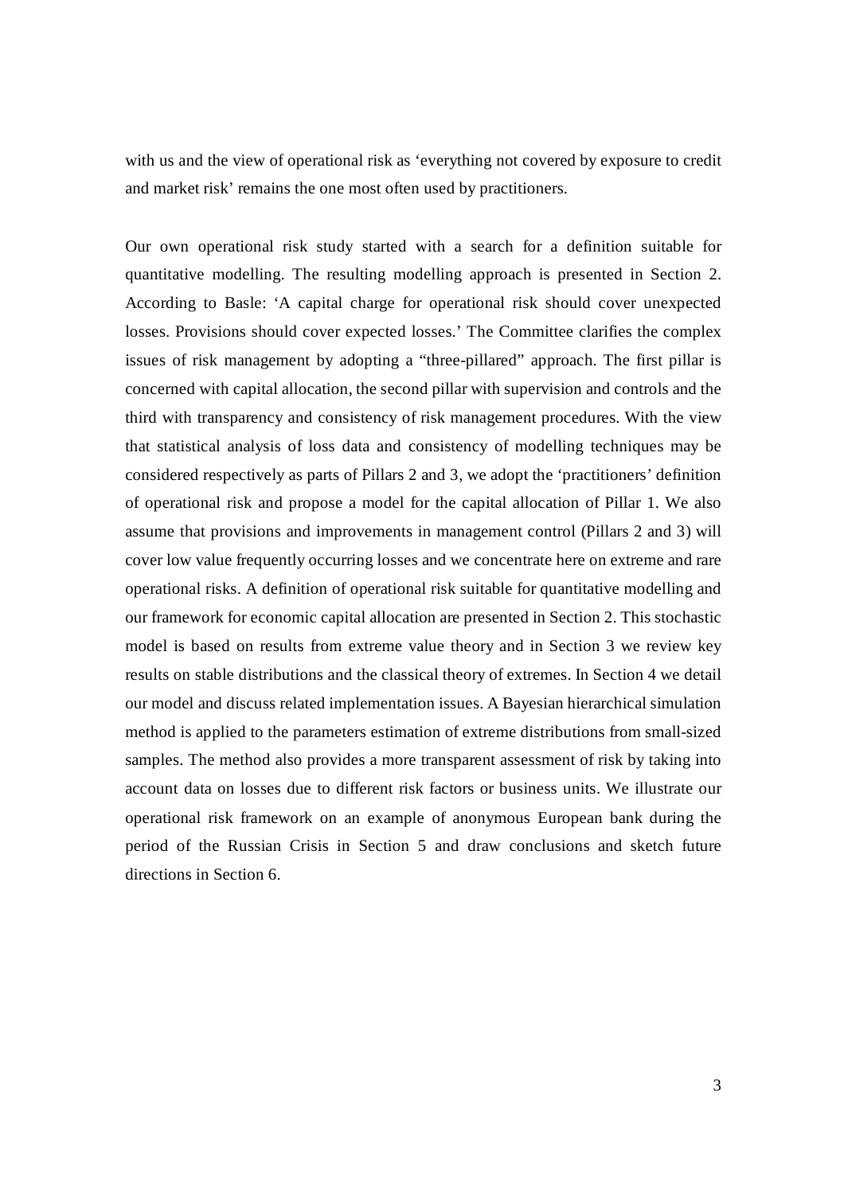with us and the view of operational risk as 'everything not covered by exposure to credit and market risk' remains the one most often used by practitioners.

Our own operational risk study started with a search for a definition suitable for quantitative modelling. The resulting modelling approach is presented in Section 2. According to Basle: 'A capital charge for operational risk should cover unexpected losses. Provisions should cover expected losses.' The Committee clarifies the complex issues of risk management by adopting a "three-pillared" approach. The first pillar is concerned with capital allocation, the second pillar with supervision and controls and the third with transparency and consistency of risk management procedures. With the view that statistical analysis of loss data and consistency of modelling techniques may be considered respectively as parts of Pillars 2 and 3, we adopt the 'practitioners' definition of operational risk and propose a model for the capital allocation of Pillar 1. We also assume that provisions and improvements in management control (Pillars 2 and 3) will cover low value frequently occurring losses and we concentrate here on extreme and rare operational risks. A definition of operational risk suitable for quantitative modelling and our framework for economic capital allocation are presented in Section 2. This stochastic model is based on results from extreme value theory and in Section 3 we review key results on stable distributions and the classical theory of extremes. In Section 4 we detail our model and discuss related implementation issues. A Bayesian hierarchical simulation method is applied to the parameters estimation of extreme distributions from small-sized samples. The method also provides a more transparent assessment of risk by taking into account data on losses due to different risk factors or business units. We illustrate our operational risk framework on an example of anonymous European bank during the period of the Russian Crisis in Section 5 and draw conclusions and sketch future directions in Section 6.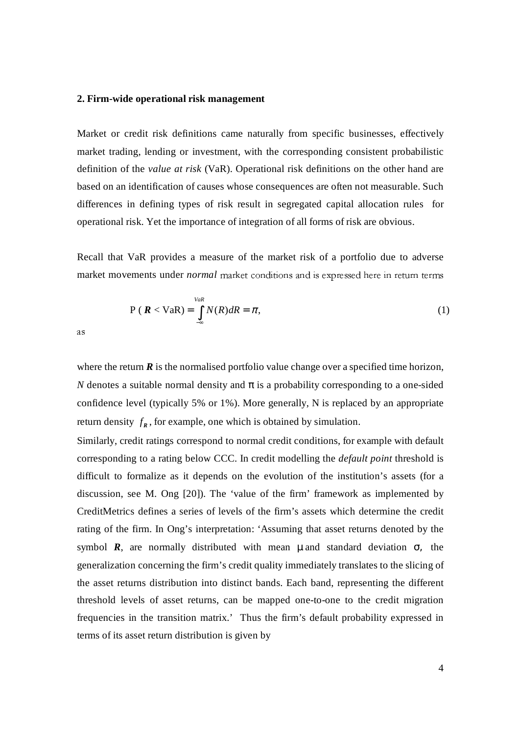## 2. Firm-wide operational risk management

Market or credit risk definitions came naturally from specific businesses, effectively market trading, lending or investment, with the corresponding consistent probabilistic definition of the *value at risk* (VaR). Operational risk definitions on the other hand are based on an identification of causes whose consequences are often not measurable. Such differences in defining types of risk result in segregated capital allocation rules for operational risk. Yet the importance of integration of all forms of risk are obvious.

Recall that VaR provides a measure of the market risk of a portfolio due to adverse market movements under *normal* market conditions and is expressed here in return terms as

$$\mathrm{P}\,(\,\boldsymbol{R} < \mathrm{VaR}) = \int_{-\infty}^{VaR} N(R)dR = \pi, \tag{1}$$

where the return $\boldsymbol{R}$ is the normalised portfolio value change over a specified time horizon, $N$ denotes a suitable normal density and $\pi$ is a probability corresponding to a one-sided confidence level (typically 5% or 1%). More generally, N is replaced by an appropriate return density $f_{\boldsymbol{R}}$, for example, one which is obtained by simulation.

Similarly, credit ratings correspond to normal credit conditions, for example with default corresponding to a rating below CCC. In credit modelling the *default point* threshold is difficult to formalize as it depends on the evolution of the institution's assets (for a discussion, see M. Ong [20]). The 'value of the firm' framework as implemented by CreditMetrics defines a series of levels of the firm's assets which determine the credit rating of the firm. In Ong's interpretation: 'Assuming that asset returns denoted by the symbol $\boldsymbol{R}$, are normally distributed with mean $\mu$ and standard deviation $\sigma$, the generalization concerning the firm's credit quality immediately translates to the slicing of the asset returns distribution into distinct bands. Each band, representing the different threshold levels of asset returns, can be mapped one-to-one to the credit migration frequencies in the transition matrix.' Thus the firm's default probability expressed in terms of its asset return distribution is given by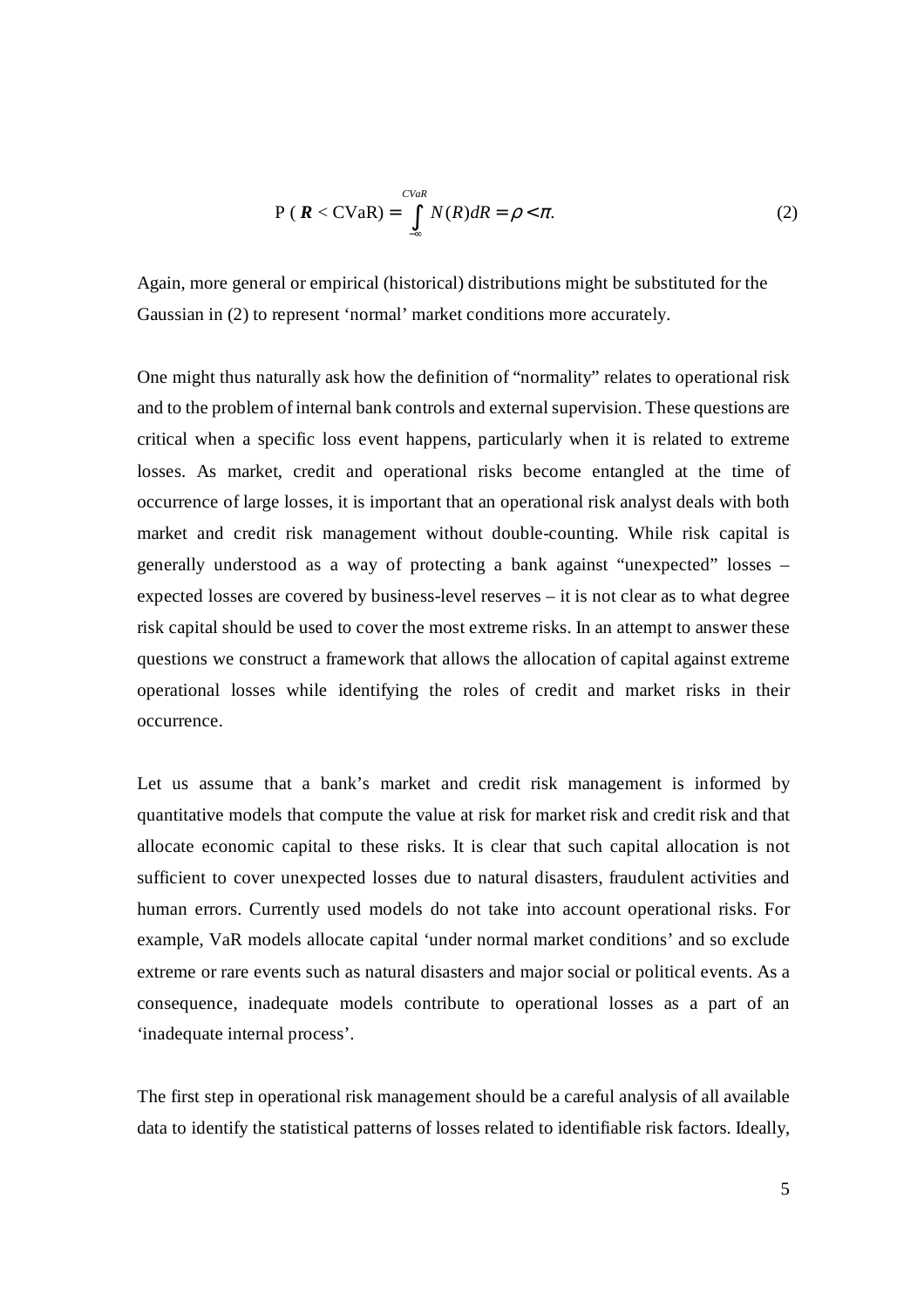$$\mathrm{P}\,(\boldsymbol{R} < \mathrm{CVaR}) = \int_{-\infty}^{CVaR} N(R)dR = \rho < \pi. \tag{2}$$

Again, more general or empirical (historical) distributions might be substituted for the Gaussian in (2) to represent 'normal' market conditions more accurately.

One might thus naturally ask how the definition of "normality" relates to operational risk and to the problem of internal bank controls and external supervision. These questions are critical when a specific loss event happens, particularly when it is related to extreme losses. As market, credit and operational risks become entangled at the time of occurrence of large losses, it is important that an operational risk analyst deals with both market and credit risk management without double-counting. While risk capital is generally understood as a way of protecting a bank against "unexpected" losses – expected losses are covered by business-level reserves – it is not clear as to what degree risk capital should be used to cover the most extreme risks. In an attempt to answer these questions we construct a framework that allows the allocation of capital against extreme operational losses while identifying the roles of credit and market risks in their occurrence.

Let us assume that a bank's market and credit risk management is informed by quantitative models that compute the value at risk for market risk and credit risk and that allocate economic capital to these risks. It is clear that such capital allocation is not sufficient to cover unexpected losses due to natural disasters, fraudulent activities and human errors. Currently used models do not take into account operational risks. For example, VaR models allocate capital 'under normal market conditions' and so exclude extreme or rare events such as natural disasters and major social or political events. As a consequence, inadequate models contribute to operational losses as a part of an 'inadequate internal process'.

The first step in operational risk management should be a careful analysis of all available data to identify the statistical patterns of losses related to identifiable risk factors. Ideally,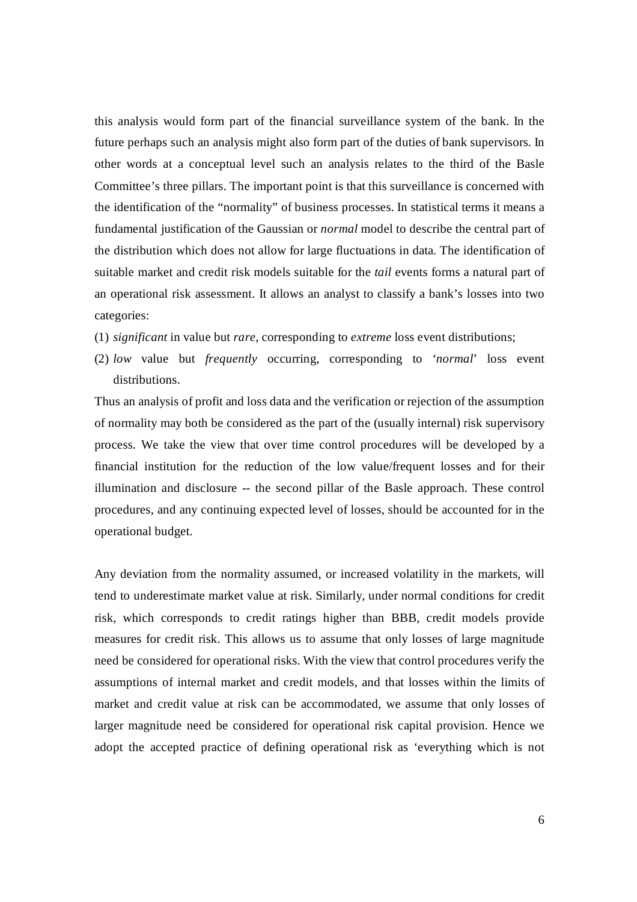this analysis would form part of the financial surveillance system of the bank. In the future perhaps such an analysis might also form part of the duties of bank supervisors. In other words at a conceptual level such an analysis relates to the third of the Basle Committee's three pillars. The important point is that this surveillance is concerned with the identification of the "normality" of business processes. In statistical terms it means a fundamental justification of the Gaussian or *normal* model to describe the central part of the distribution which does not allow for large fluctuations in data. The identification of suitable market and credit risk models suitable for the *tail* events forms a natural part of an operational risk assessment. It allows an analyst to classify a bank's losses into two categories:

(1) *significant* in value but *rare*, corresponding to *extreme* loss event distributions;
(2) *low* value but *frequently* occurring, corresponding to '*normal*' loss event distributions.

Thus an analysis of profit and loss data and the verification or rejection of the assumption of normality may both be considered as the part of the (usually internal) risk supervisory process. We take the view that over time control procedures will be developed by a financial institution for the reduction of the low value/frequent losses and for their illumination and disclosure -- the second pillar of the Basle approach. These control procedures, and any continuing expected level of losses, should be accounted for in the operational budget.

Any deviation from the normality assumed, or increased volatility in the markets, will tend to underestimate market value at risk. Similarly, under normal conditions for credit risk, which corresponds to credit ratings higher than BBB, credit models provide measures for credit risk. This allows us to assume that only losses of large magnitude need be considered for operational risks. With the view that control procedures verify the assumptions of internal market and credit models, and that losses within the limits of market and credit value at risk can be accommodated, we assume that only losses of larger magnitude need be considered for operational risk capital provision. Hence we adopt the accepted practice of defining operational risk as 'everything which is not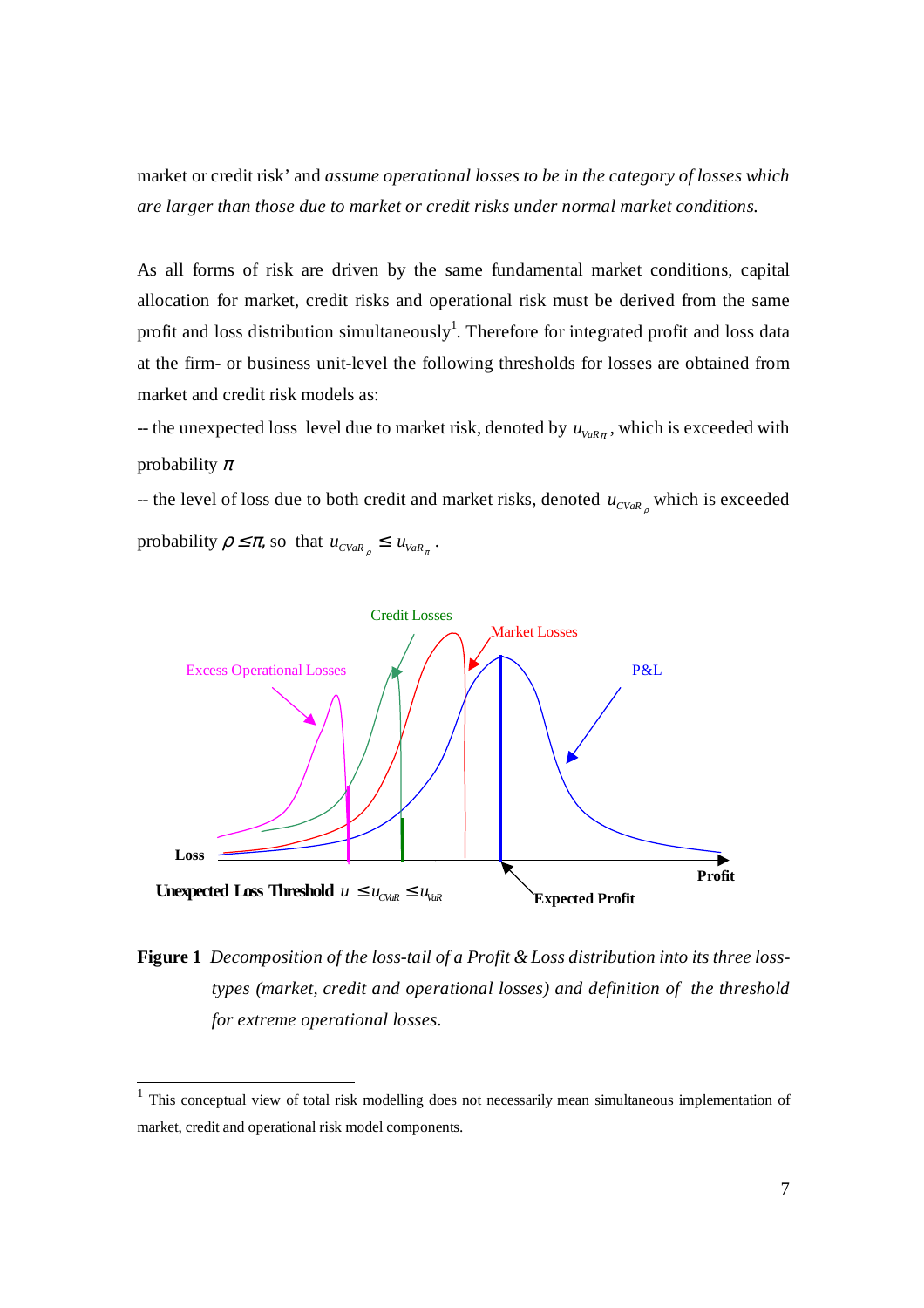market or credit risk' and *assume operational losses to be in the category of losses which are larger than those due to market or credit risks under normal market conditions.*

As all forms of risk are driven by the same fundamental market conditions, capital allocation for market, credit risks and operational risk must be derived from the same profit and loss distribution simultaneously[1]. Therefore for integrated profit and loss data at the firm- or business unit-level the following thresholds for losses are obtained from market and credit risk models as:

-- the unexpected loss level due to market risk, denoted by $u_{VaR_\pi}$, which is exceeded with probability $\pi$

-- the level of loss due to both credit and market risks, denoted $u_{CVaR_\rho}$ which is exceeded probability $\rho \leq \pi$, so that $u_{CVaR_\rho} \leq u_{VaR_\pi}$.

**Figure 1** *Decomposition of the loss-tail of a Profit & Loss distribution into its three loss-types (market, credit and operational losses) and definition of the threshold for extreme operational losses.*

---

[1] This conceptual view of total risk modelling does not necessarily mean simultaneous implementation of market, credit and operational risk model components.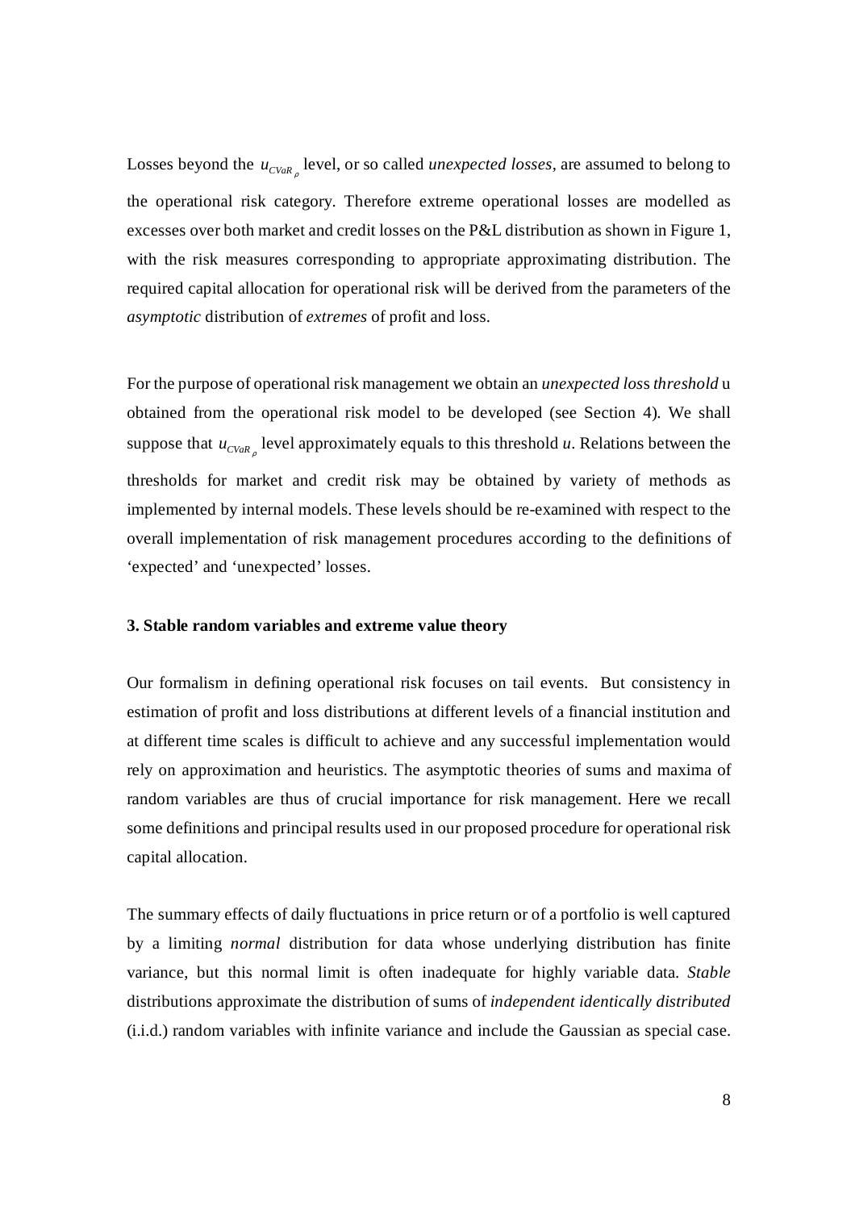Losses beyond the $u_{CVaR_\rho}$ level, or so called *unexpected losses*, are assumed to belong to the operational risk category. Therefore extreme operational losses are modelled as excesses over both market and credit losses on the P&L distribution as shown in Figure 1, with the risk measures corresponding to appropriate approximating distribution. The required capital allocation for operational risk will be derived from the parameters of the *asymptotic* distribution of *extremes* of profit and loss.

For the purpose of operational risk management we obtain an *unexpected loss threshold* u obtained from the operational risk model to be developed (see Section 4). We shall suppose that $u_{CVaR_\rho}$ level approximately equals to this threshold *u*. Relations between the thresholds for market and credit risk may be obtained by variety of methods as implemented by internal models. These levels should be re-examined with respect to the overall implementation of risk management procedures according to the definitions of 'expected' and 'unexpected' losses.

### 3. Stable random variables and extreme value theory

Our formalism in defining operational risk focuses on tail events. But consistency in estimation of profit and loss distributions at different levels of a financial institution and at different time scales is difficult to achieve and any successful implementation would rely on approximation and heuristics. The asymptotic theories of sums and maxima of random variables are thus of crucial importance for risk management. Here we recall some definitions and principal results used in our proposed procedure for operational risk capital allocation.

The summary effects of daily fluctuations in price return or of a portfolio is well captured by a limiting *normal* distribution for data whose underlying distribution has finite variance, but this normal limit is often inadequate for highly variable data. *Stable* distributions approximate the distribution of sums of *independent identically distributed* (i.i.d.) random variables with infinite variance and include the Gaussian as special case.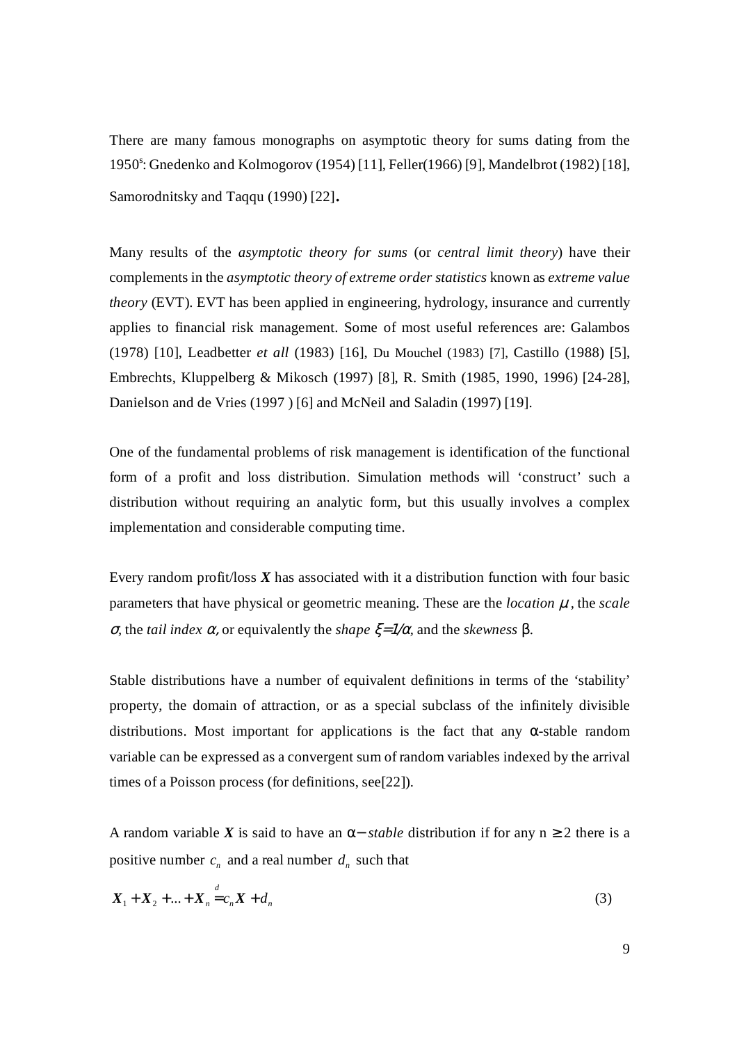There are many famous monographs on asymptotic theory for sums dating from the 1950's: Gnedenko and Kolmogorov (1954) [11], Feller(1966) [9], Mandelbrot (1982) [18], Samorodnitsky and Taqqu (1990) [22].

Many results of the *asymptotic theory for sums* (or *central limit theory*) have their complements in the *asymptotic theory of extreme order statistics* known as *extreme value theory* (EVT). EVT has been applied in engineering, hydrology, insurance and currently applies to financial risk management. Some of most useful references are: Galambos (1978) [10], Leadbetter *et all* (1983) [16], Du Mouchel (1983) [7], Castillo (1988) [5], Embrechts, Kluppelberg & Mikosch (1997) [8], R. Smith (1985, 1990, 1996) [24-28], Danielson and de Vries (1997 ) [6] and McNeil and Saladin (1997) [19].

One of the fundamental problems of risk management is identification of the functional form of a profit and loss distribution. Simulation methods will 'construct' such a distribution without requiring an analytic form, but this usually involves a complex implementation and considerable computing time.

Every random profit/loss $\boldsymbol{X}$ has associated with it a distribution function with four basic parameters that have physical or geometric meaning. These are the *location* $\mu$, the *scale* $\sigma$, the *tail index* $\alpha$, or equivalently the *shape* $\xi=1/\alpha$, and the *skewness* $\beta$.

Stable distributions have a number of equivalent definitions in terms of the 'stability' property, the domain of attraction, or as a special subclass of the infinitely divisible distributions. Most important for applications is the fact that any $\alpha$-stable random variable can be expressed as a convergent sum of random variables indexed by the arrival times of a Poisson process (for definitions, see[22]).

A random variable $\boldsymbol{X}$ is said to have an $\alpha-$*stable* distribution if for any $n \geq 2$ there is a positive number $c_n$ and a real number $d_n$ such that

$$\boldsymbol{X}_1 + \boldsymbol{X}_2 + \ldots + \boldsymbol{X}_n \stackrel{d}{=} c_n \boldsymbol{X} + d_n \tag{3}$$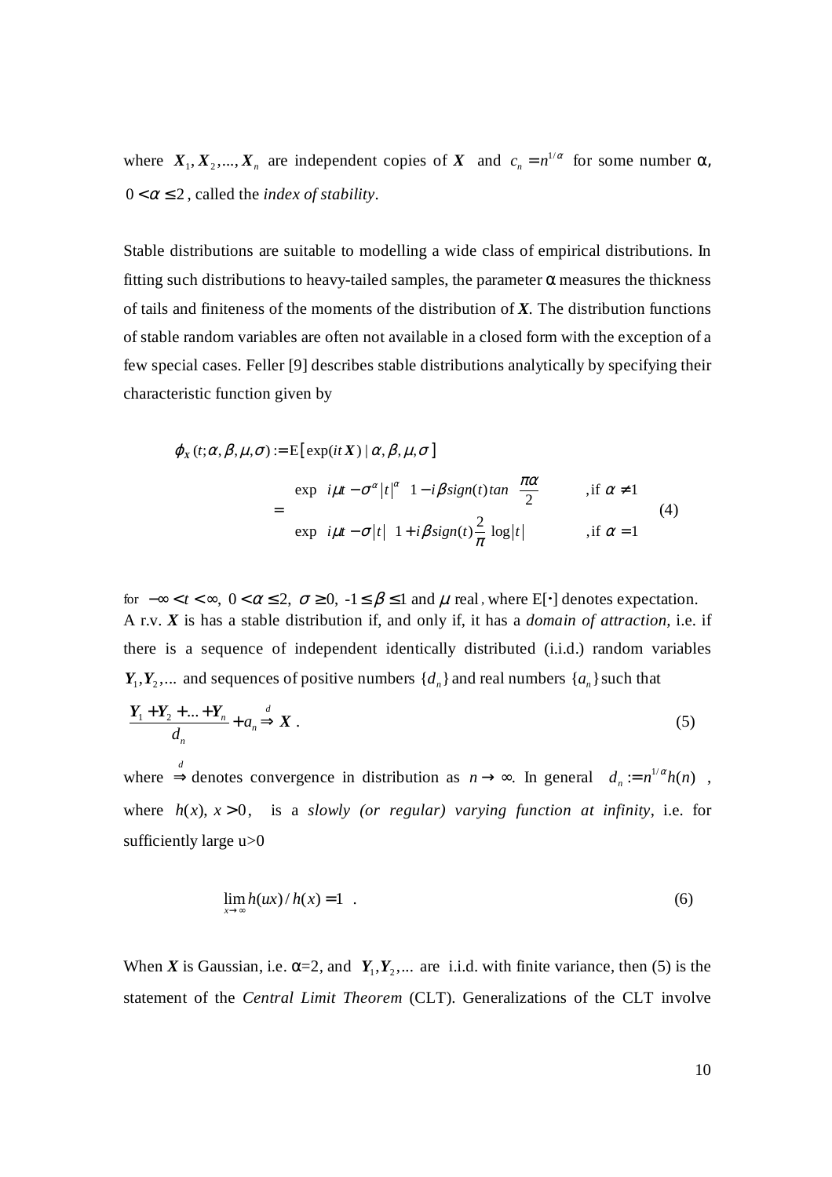where $X_1, X_2, ..., X_n$ are independent copies of $X$ and $c_n = n^{1/\alpha}$ for some number α, $0 < \alpha \leq 2$, called the *index of stability*.

Stable distributions are suitable to modelling a wide class of empirical distributions. In fitting such distributions to heavy-tailed samples, the parameter α measures the thickness of tails and finiteness of the moments of the distribution of $X$. The distribution functions of stable random variables are often not available in a closed form with the exception of a few special cases. Feller [9] describes stable distributions analytically by specifying their characteristic function given by

$$\varphi_X(t;\alpha,\beta,\mu,\sigma) := \mathrm{E}\left[\exp(itX) \mid \alpha,\beta,\mu,\sigma\right]$$

$$= \begin{cases} \exp\left\{ i\mu t - \sigma^\alpha |t|^\alpha \left[1 - i\beta\, sign(t) \tan\left(\frac{\pi\alpha}{2}\right)\right]\right\} & ,\text{if } \alpha \neq 1 \\ \exp\left\{ i\mu t - \sigma|t| \left[1 + i\beta\, sign(t) \frac{2}{\pi} \log|t|\right]\right\} & ,\text{if } \alpha = 1 \end{cases} \tag{4}$$

for $-\infty < t < \infty,\ 0 < \alpha \leq 2,\ \sigma \geq 0,\ -1 \leq \beta \leq 1$ and $\mu$ real, where $\mathrm{E}[\cdot]$ denotes expectation.
A r.v. $X$ is has a stable distribution if, and only if, it has a *domain of attraction*, i.e. if there is a sequence of independent identically distributed (i.i.d.) random variables $Y_1, Y_2, ...$ and sequences of positive numbers $\{d_n\}$ and real numbers $\{a_n\}$ such that

$$\frac{Y_1 + Y_2 + ... + Y_n}{d_n} + a_n \overset{d}{\Rightarrow} X\ . \tag{5}$$

where $\overset{d}{\Rightarrow}$ denotes convergence in distribution as $n \to \infty$. In general $d_n := n^{1/\alpha} h(n)$, where $h(x),\ x > 0$, is a *slowly (or regular) varying function at infinity*, i.e. for sufficiently large u>0

$$\lim_{x \to \infty} h(ux)/h(x) = 1\ . \tag{6}$$

When $X$ is Gaussian, i.e. α=2, and $Y_1, Y_2, ...$ are i.i.d. with finite variance, then (5) is the statement of the *Central Limit Theorem* (CLT). Generalizations of the CLT involve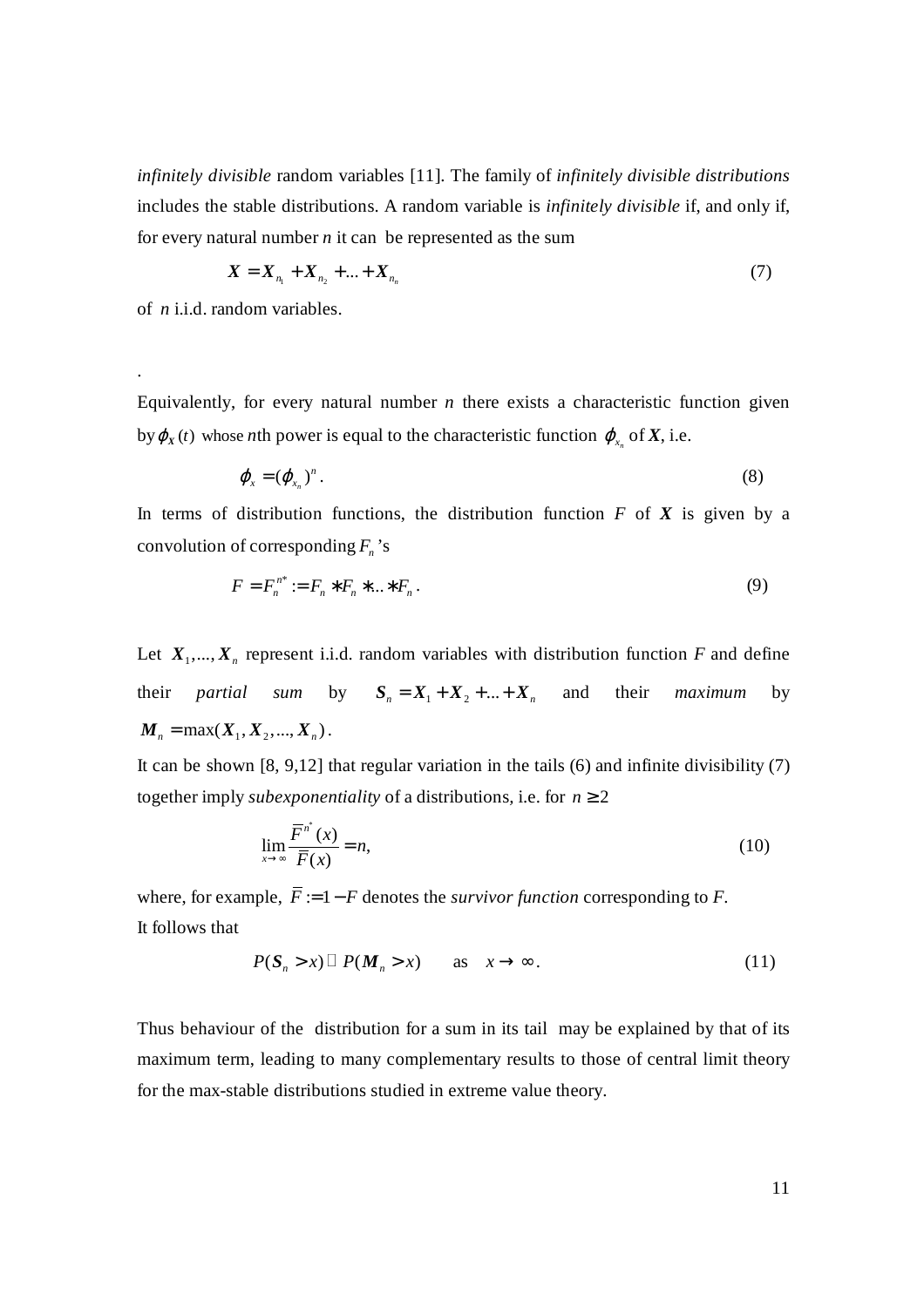*infinitely divisible* random variables [11]. The family of *infinitely divisible distributions* includes the stable distributions. A random variable is *infinitely divisible* if, and only if, for every natural number *n* it can be represented as the sum

$$\boldsymbol{X} = \boldsymbol{X}_{n_1} + \boldsymbol{X}_{n_2} + ... + \boldsymbol{X}_{n_n} \tag{7}$$

of *n* i.i.d. random variables.

.

Equivalently, for every natural number *n* there exists a characteristic function given by $\varphi_{\boldsymbol{X}}(t)$ whose *n*th power is equal to the characteristic function $\varphi_{x_n}$ of $\boldsymbol{X}$, i.e.

$$\varphi_x = (\varphi_{x_n})^n . \tag{8}$$

In terms of distribution functions, the distribution function *F* of $\boldsymbol{X}$ is given by a convolution of corresponding $F_n$'s

$$F = F_n^{n*} := F_n * F_n * .. * F_n . \tag{9}$$

Let $\boldsymbol{X}_1, ..., \boldsymbol{X}_n$ represent i.i.d. random variables with distribution function *F* and define their *partial sum* by $\boldsymbol{S}_n = \boldsymbol{X}_1 + \boldsymbol{X}_2 + ... + \boldsymbol{X}_n$ and their *maximum* by $\boldsymbol{M}_n = \max(\boldsymbol{X}_1, \boldsymbol{X}_2, ..., \boldsymbol{X}_n)$.

It can be shown [8, 9,12] that regular variation in the tails (6) and infinite divisibility (7) together imply *subexponentiality* of a distributions, i.e. for $n \geq 2$

$$\lim_{x \to \infty} \frac{\overline{F}^{n^*}(x)}{\overline{F}(x)} = n, \tag{10}$$

where, for example, $\overline{F} := 1 - F$ denotes the *survivor function* corresponding to *F*.
It follows that

$$P(\boldsymbol{S}_n > x) \sim P(\boldsymbol{M}_n > x) \qquad \text{as} \quad x \to \infty . \tag{11}$$

Thus behaviour of the distribution for a sum in its tail may be explained by that of its maximum term, leading to many complementary results to those of central limit theory for the max-stable distributions studied in extreme value theory.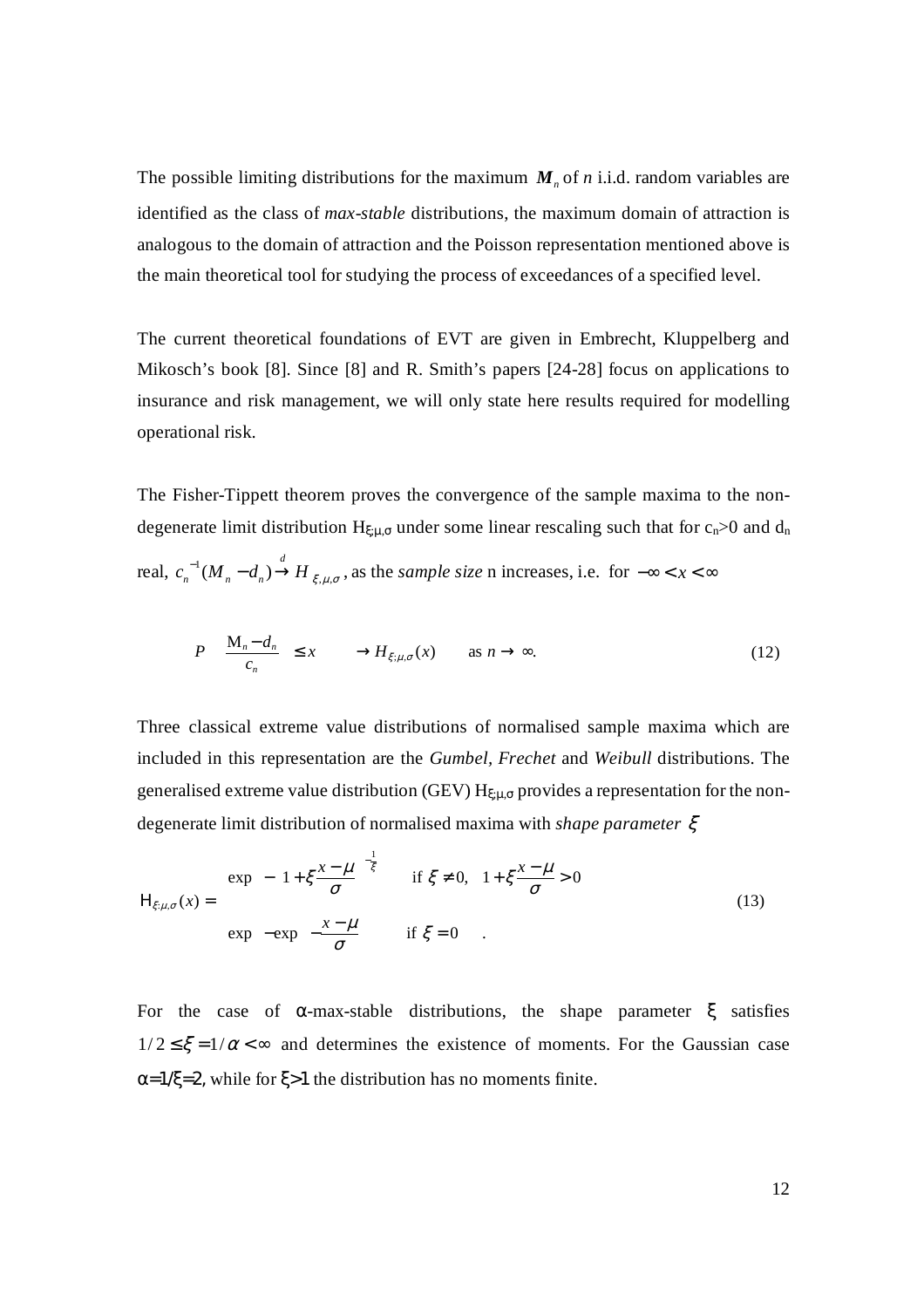The possible limiting distributions for the maximum $\boldsymbol{M}_n$ of *n* i.i.d. random variables are identified as the class of *max-stable* distributions, the maximum domain of attraction is analogous to the domain of attraction and the Poisson representation mentioned above is the main theoretical tool for studying the process of exceedances of a specified level.

The current theoretical foundations of EVT are given in Embrecht, Kluppelberg and Mikosch's book [8]. Since [8] and R. Smith's papers [24-28] focus on applications to insurance and risk management, we will only state here results required for modelling operational risk.

The Fisher-Tippett theorem proves the convergence of the sample maxima to the non-degenerate limit distribution $H_{\xi;\mu,\sigma}$ under some linear rescaling such that for $c_n>0$ and $d_n$ real, $c_n^{-1}(M_n - d_n) \xrightarrow{d} H_{\xi,\mu,\sigma}$, as the *sample size* n increases, i.e. for $-\infty < x < \infty$

$$P\left(\frac{M_n - d_n}{c_n} \le x\right) \to H_{\xi;\mu,\sigma}(x) \qquad \text{as } n \to \infty. \tag{12}$$

Three classical extreme value distributions of normalised sample maxima which are included in this representation are the *Gumbel, Frechet* and *Weibull* distributions. The generalised extreme value distribution (GEV) $H_{\xi;\mu,\sigma}$ provides a representation for the non-degenerate limit distribution of normalised maxima with *shape parameter* $\xi$

$$H_{\xi;\mu,\sigma}(x) = \begin{cases} \exp\left(-\left(1+\xi\dfrac{x-\mu}{\sigma}\right)^{-\frac{1}{\xi}}\right) & \text{if } \xi \ne 0, \quad 1+\xi\dfrac{x-\mu}{\sigma} > 0 \\[2ex] \exp\left(-\exp\left(-\dfrac{x-\mu}{\sigma}\right)\right) & \text{if } \xi = 0 \end{cases}. \tag{13}$$

For the case of $\alpha$-max-stable distributions, the shape parameter $\xi$ satisfies $1/2 \le \xi = 1/\alpha < \infty$ and determines the existence of moments. For the Gaussian case $\alpha=1/\xi=2$, while for $\xi>1$ the distribution has no moments finite.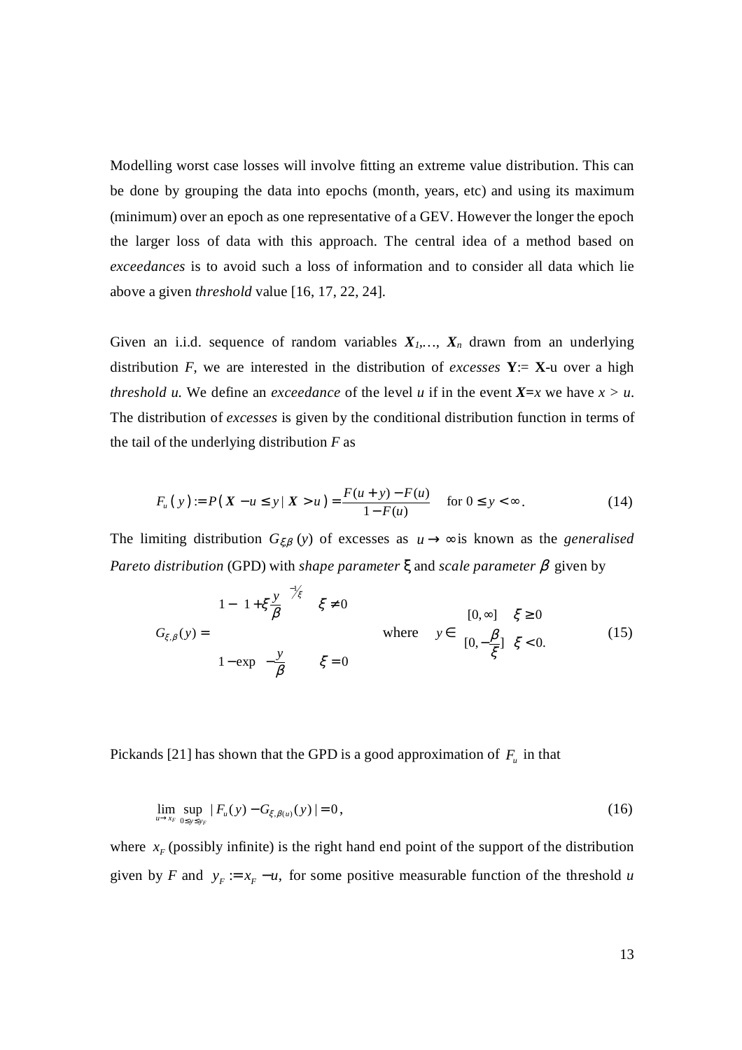Modelling worst case losses will involve fitting an extreme value distribution. This can be done by grouping the data into epochs (month, years, etc) and using its maximum (minimum) over an epoch as one representative of a GEV. However the longer the epoch the larger loss of data with this approach. The central idea of a method based on *exceedances* is to avoid such a loss of information and to consider all data which lie above a given *threshold* value [16, 17, 22, 24].

Given an i.i.d. sequence of random variables $X_1,\ldots, X_n$ drawn from an underlying distribution $F$, we are interested in the distribution of *excesses* $\mathbf{Y}:= \mathbf{X}-u$ over a high *threshold u.* We define an *exceedance* of the level $u$ if in the event $X=x$ we have $x > u$. The distribution of *excesses* is given by the conditional distribution function in terms of the tail of the underlying distribution $F$ as

$$F_u(y) := P(X - u \le y \mid X > u) = \frac{F(u+y) - F(u)}{1 - F(u)} \quad \text{for } 0 \le y < \infty. \tag{14}$$

The limiting distribution $G_{\xi,\beta}(y)$ of excesses as $u \to \infty$ is known as the *generalised Pareto distribution* (GPD) with *shape parameter* $\xi$ and *scale parameter* $\beta$ given by

$$G_{\xi,\beta}(y) = \begin{cases} 1 - \left(1 + \xi \dfrac{y}{\beta}\right)^{-1/\xi} & \xi \neq 0 \\[2ex] 1 - \exp\left(-\dfrac{y}{\beta}\right) & \xi = 0 \end{cases} \qquad \text{where} \quad y \in \begin{cases} [0, \infty] & \xi \ge 0 \\ [0, -\dfrac{\beta}{\xi}] & \xi < 0. \end{cases} \tag{15}$$

Pickands [21] has shown that the GPD is a good approximation of $F_u$ in that

$$\lim_{u \to x_F} \sup_{0 \le y \le y_F} |F_u(y) - G_{\xi,\beta(u)}(y)| = 0, \tag{16}$$

where $x_F$ (possibly infinite) is the right hand end point of the support of the distribution given by $F$ and $y_F := x_F - u$, for some positive measurable function of the threshold $u$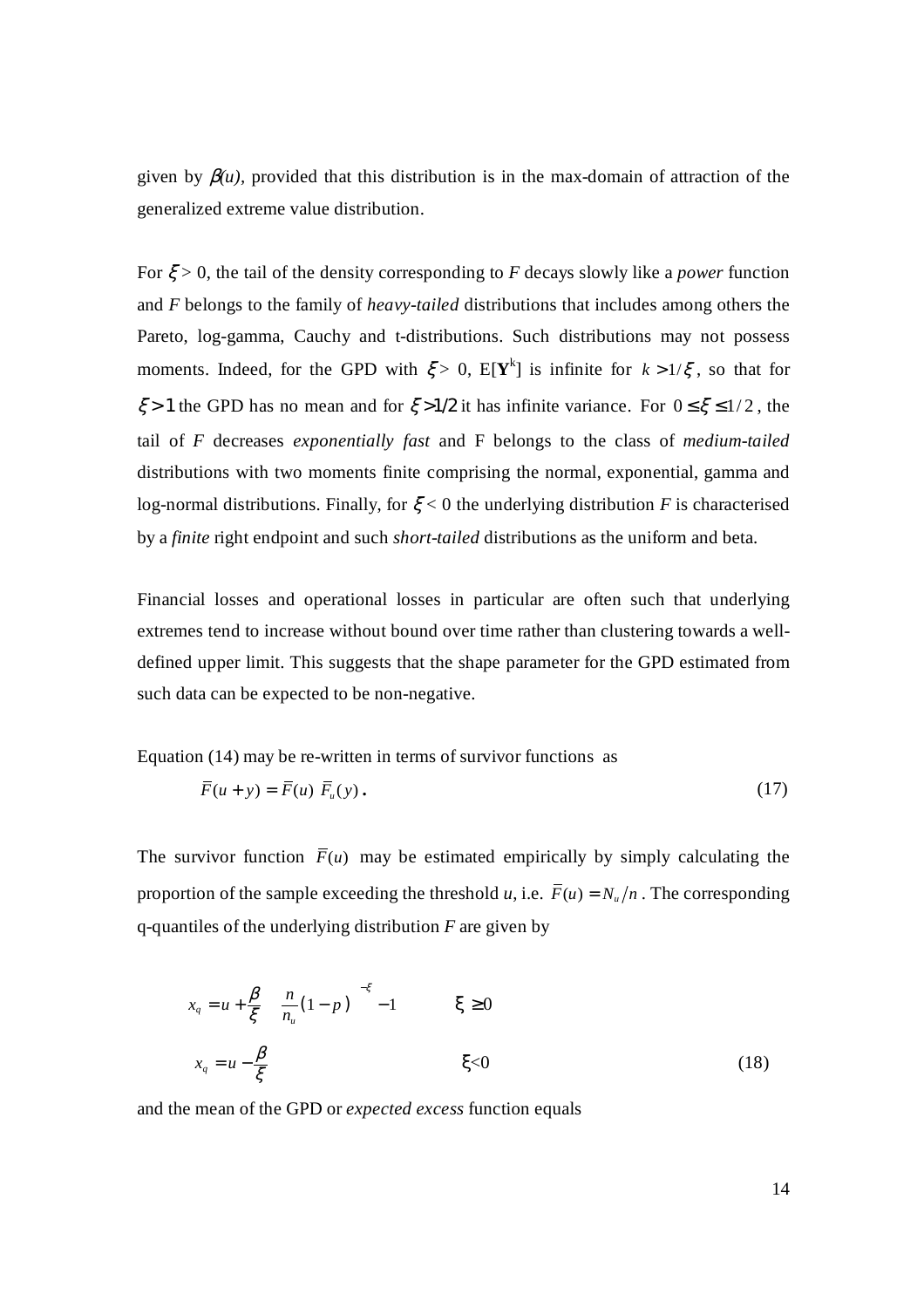given by $\beta(u)$, provided that this distribution is in the max-domain of attraction of the generalized extreme value distribution.

For $\xi > 0$, the tail of the density corresponding to *F* decays slowly like a *power* function and *F* belongs to the family of *heavy-tailed* distributions that includes among others the Pareto, log-gamma, Cauchy and t-distributions. Such distributions may not possess moments. Indeed, for the GPD with $\xi > 0$, E[$\mathbf{Y}^k$] is infinite for $k > 1/\xi$, so that for $\xi > 1$ the GPD has no mean and for $\xi > 1/2$ it has infinite variance. For $0 \leq \xi \leq 1/2$, the tail of *F* decreases *exponentially fast* and F belongs to the class of *medium-tailed* distributions with two moments finite comprising the normal, exponential, gamma and log-normal distributions. Finally, for $\xi < 0$ the underlying distribution *F* is characterised by a *finite* right endpoint and such *short-tailed* distributions as the uniform and beta.

Financial losses and operational losses in particular are often such that underlying extremes tend to increase without bound over time rather than clustering towards a well-defined upper limit. This suggests that the shape parameter for the GPD estimated from such data can be expected to be non-negative.

Equation (14) may be re-written in terms of survivor functions as

$$\bar{F}(u+y) = \bar{F}(u)\ \bar{F}_u(y)\,. \tag{17}$$

The survivor function $\bar{F}(u)$ may be estimated empirically by simply calculating the proportion of the sample exceeding the threshold *u*, i.e. $\bar{F}(u) = N_u / n$. The corresponding q-quantiles of the underlying distribution *F* are given by

$$
\begin{aligned}
x_q &= u + \frac{\beta}{\xi}\left[\left(\frac{n}{n_u}(1-p)\right)^{-\xi} - 1\right] \qquad && \xi \geq 0 \\
x_q &= u - \frac{\beta}{\xi} && \xi < 0
\end{aligned}
\tag{18}
$$

and the mean of the GPD or *expected excess* function equals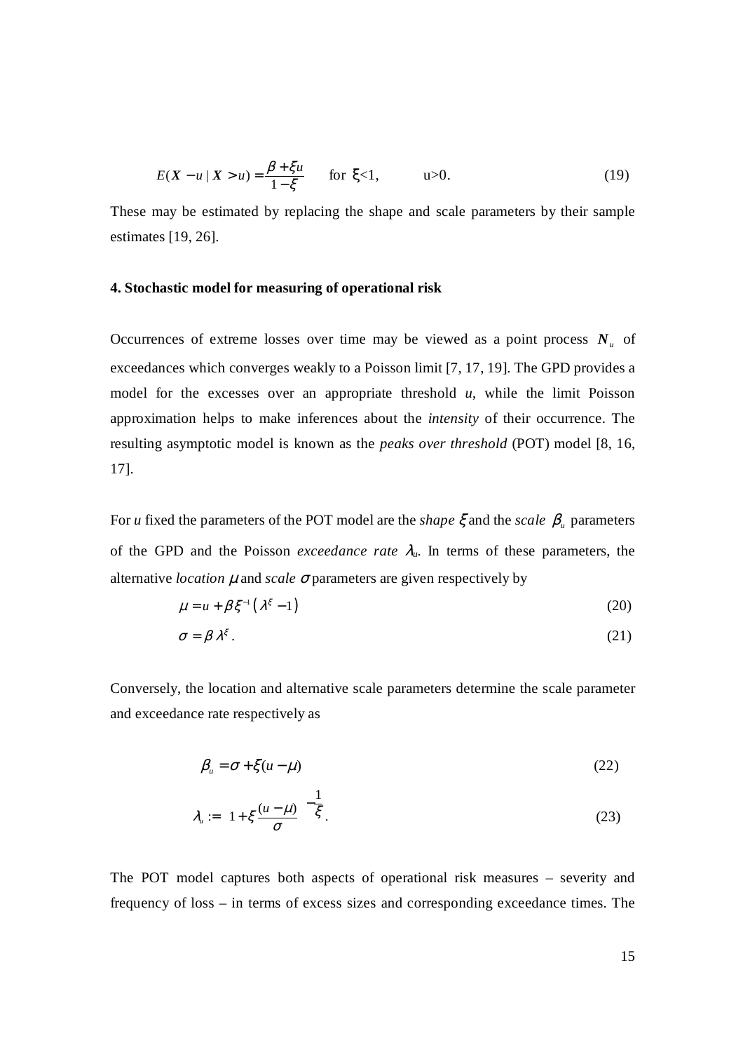$$E(\boldsymbol{X}-u \mid \boldsymbol{X}>u)=\frac{\beta+\xi u}{1-\xi} \quad \text{for } \xi<1, \qquad u>0. \tag{19}$$

These may be estimated by replacing the shape and scale parameters by their sample estimates [19, 26].

**4. Stochastic model for measuring of operational risk**

Occurrences of extreme losses over time may be viewed as a point process $\boldsymbol{N}_u$ of exceedances which converges weakly to a Poisson limit [7, 17, 19]. The GPD provides a model for the excesses over an appropriate threshold *u*, while the limit Poisson approximation helps to make inferences about the *intensity* of their occurrence. The resulting asymptotic model is known as the *peaks over threshold* (POT) model [8, 16, 17].

For *u* fixed the parameters of the POT model are the *shape* $\xi$ and the *scale* $\beta_u$ parameters of the GPD and the Poisson *exceedance rate* $\lambda_u$. In terms of these parameters, the alternative *location* $\mu$ and *scale* $\sigma$ parameters are given respectively by

$$\mu=u+\beta\xi^{-1}\left(\lambda^{\xi}-1\right) \tag{20}$$

$$\sigma=\beta\lambda^{\xi}. \tag{21}$$

Conversely, the location and alternative scale parameters determine the scale parameter and exceedance rate respectively as

$$\beta_u=\sigma+\xi(u-\mu) \tag{22}$$

$$\lambda_u:=\left(1+\xi\frac{(u-\mu)}{\sigma}\right)^{-\frac{1}{\xi}}. \tag{23}$$

The POT model captures both aspects of operational risk measures – severity and frequency of loss – in terms of excess sizes and corresponding exceedance times. The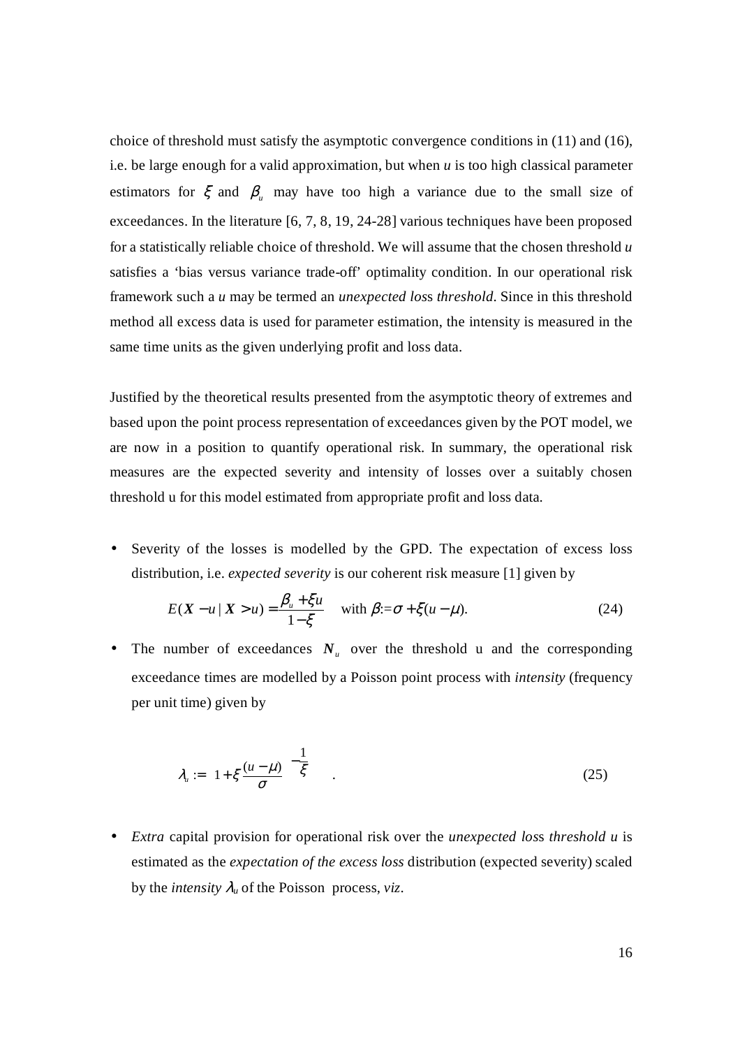choice of threshold must satisfy the asymptotic convergence conditions in (11) and (16), i.e. be large enough for a valid approximation, but when $u$ is too high classical parameter estimators for $\xi$ and $\beta_u$ may have too high a variance due to the small size of exceedances. In the literature [6, 7, 8, 19, 24-28] various techniques have been proposed for a statistically reliable choice of threshold. We will assume that the chosen threshold $u$ satisfies a 'bias versus variance trade-off' optimality condition. In our operational risk framework such a $u$ may be termed an *unexpected loss threshold*. Since in this threshold method all excess data is used for parameter estimation, the intensity is measured in the same time units as the given underlying profit and loss data.

Justified by the theoretical results presented from the asymptotic theory of extremes and based upon the point process representation of exceedances given by the POT model, we are now in a position to quantify operational risk. In summary, the operational risk measures are the expected severity and intensity of losses over a suitably chosen threshold u for this model estimated from appropriate profit and loss data.

- Severity of the losses is modelled by the GPD. The expectation of excess loss distribution, i.e. *expected severity* is our coherent risk measure [1] given by

$$E(\boldsymbol{X}-u \mid \boldsymbol{X}>u)=\frac{\beta_u+\xi u}{1-\xi} \quad \text{with } \beta:=\sigma+\xi(u-\mu). \tag{24}$$

- The number of exceedances $\boldsymbol{N}_u$ over the threshold u and the corresponding exceedance times are modelled by a Poisson point process with *intensity* (frequency per unit time) given by

$$\lambda_u := \left(1+\xi\frac{(u-\mu)}{\sigma}\right)^{-\frac{1}{\xi}}. \tag{25}$$

- *Extra* capital provision for operational risk over the *unexpected loss threshold u* is estimated as the *expectation of the excess loss* distribution (expected severity) scaled by the *intensity* $\lambda_u$ of the Poisson process, *viz*.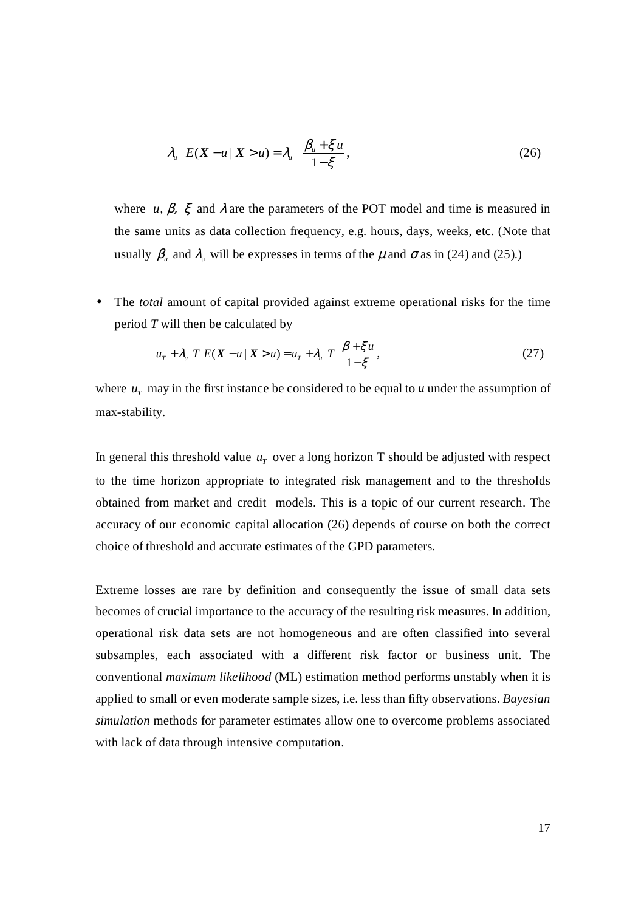$$\lambda_u \ E(\boldsymbol{X} - u \mid \boldsymbol{X} > u) = \lambda_u \ \frac{\beta_u + \xi u}{1 - \xi}, \tag{26}$$

where $u, \beta, \xi$ and $\lambda$ are the parameters of the POT model and time is measured in the same units as data collection frequency, e.g. hours, days, weeks, etc. (Note that usually $\beta_u$ and $\lambda_u$ will be expresses in terms of the $\mu$ and $\sigma$ as in (24) and (25).)

- The *total* amount of capital provided against extreme operational risks for the time period *T* will then be calculated by

$$u_T + \lambda_u \ T \ E(\boldsymbol{X} - u \mid \boldsymbol{X} > u) = u_T + \lambda_u \ T \ \frac{\beta + \xi u}{1 - \xi}, \tag{27}$$

where $u_T$ may in the first instance be considered to be equal to $u$ under the assumption of max-stability.

In general this threshold value $u_T$ over a long horizon T should be adjusted with respect to the time horizon appropriate to integrated risk management and to the thresholds obtained from market and credit models. This is a topic of our current research. The accuracy of our economic capital allocation (26) depends of course on both the correct choice of threshold and accurate estimates of the GPD parameters.

Extreme losses are rare by definition and consequently the issue of small data sets becomes of crucial importance to the accuracy of the resulting risk measures. In addition, operational risk data sets are not homogeneous and are often classified into several subsamples, each associated with a different risk factor or business unit. The conventional *maximum likelihood* (ML) estimation method performs unstably when it is applied to small or even moderate sample sizes, i.e. less than fifty observations. *Bayesian simulation* methods for parameter estimates allow one to overcome problems associated with lack of data through intensive computation.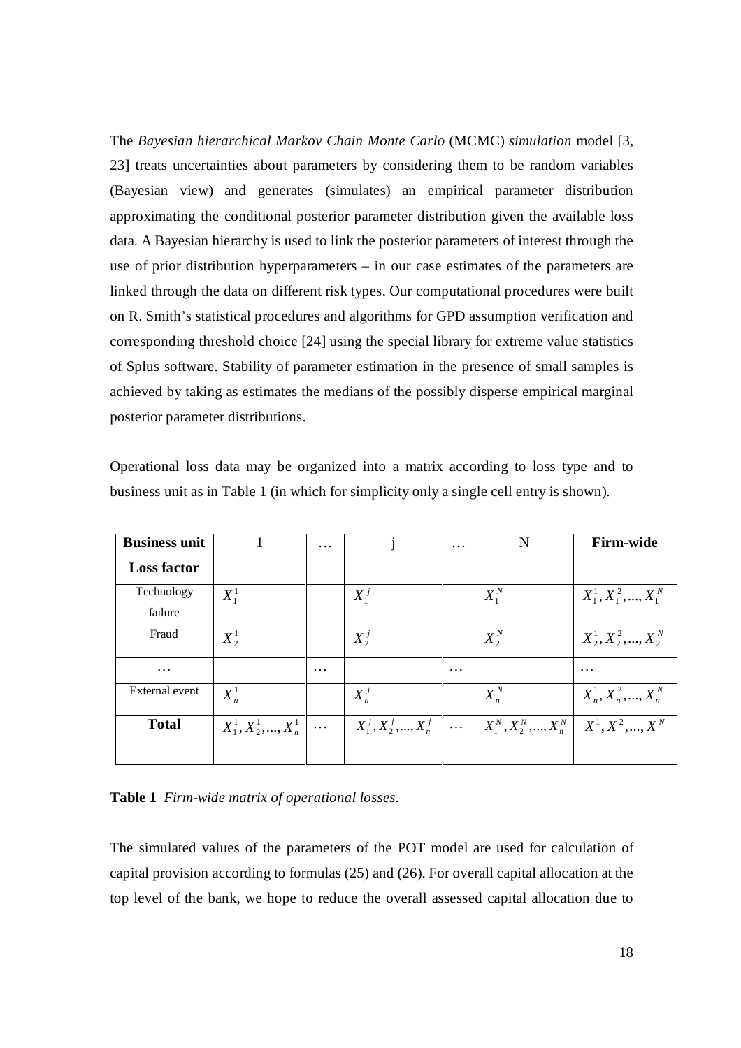The *Bayesian hierarchical Markov Chain Monte Carlo* (MCMC) *simulation* model [3, 23] treats uncertainties about parameters by considering them to be random variables (Bayesian view) and generates (simulates) an empirical parameter distribution approximating the conditional posterior parameter distribution given the available loss data. A Bayesian hierarchy is used to link the posterior parameters of interest through the use of prior distribution hyperparameters – in our case estimates of the parameters are linked through the data on different risk types. Our computational procedures were built on R. Smith's statistical procedures and algorithms for GPD assumption verification and corresponding threshold choice [24] using the special library for extreme value statistics of Splus software. Stability of parameter estimation in the presence of small samples is achieved by taking as estimates the medians of the possibly disperse empirical marginal posterior parameter distributions.

Operational loss data may be organized into a matrix according to loss type and to business unit as in Table 1 (in which for simplicity only a single cell entry is shown).

| **Business unit** / **Loss factor** | 1 | … | j | … | N | **Firm-wide** |
|---|---|---|---|---|---|---|
| Technology failure | $X_1^1$ | | $X_1^j$ | | $X_1^N$ | $X_1^1, X_1^2, ..., X_1^N$ |
| Fraud | $X_2^1$ | | $X_2^j$ | | $X_2^N$ | $X_2^1, X_2^2, ..., X_2^N$ |
| … | | … | | … | | … |
| External event | $X_n^1$ | | $X_n^j$ | | $X_n^N$ | $X_n^1, X_n^2, ..., X_n^N$ |
| **Total** | $X_1^1, X_2^1, ..., X_n^1$ | … | $X_1^j, X_2^j, ..., X_n^j$ | … | $X_1^N, X_2^N, ..., X_n^N$ | $X^1, X^2, ..., X^N$ |

**Table 1** *Firm-wide matrix of operational losses.*

The simulated values of the parameters of the POT model are used for calculation of capital provision according to formulas (25) and (26). For overall capital allocation at the top level of the bank, we hope to reduce the overall assessed capital allocation due to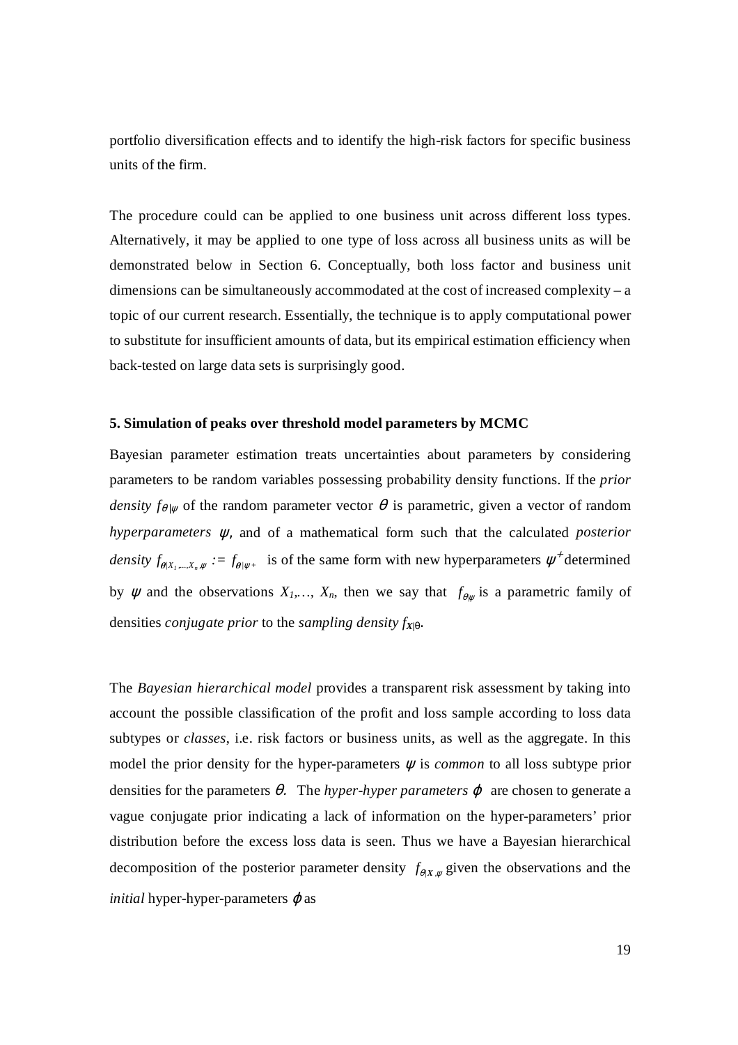portfolio diversification effects and to identify the high-risk factors for specific business units of the firm.

The procedure could can be applied to one business unit across different loss types. Alternatively, it may be applied to one type of loss across all business units as will be demonstrated below in Section 6. Conceptually, both loss factor and business unit dimensions can be simultaneously accommodated at the cost of increased complexity – a topic of our current research. Essentially, the technique is to apply computational power to substitute for insufficient amounts of data, but its empirical estimation efficiency when back-tested on large data sets is surprisingly good.

**5. Simulation of peaks over threshold model parameters by MCMC**

Bayesian parameter estimation treats uncertainties about parameters by considering parameters to be random variables possessing probability density functions. If the *prior density* $f_{\theta|\psi}$ of the random parameter vector $\theta$ is parametric, given a vector of random *hyperparameters* $\psi$, and of a mathematical form such that the calculated *posterior density* $f_{\theta|X_1,\ldots,X_n,\psi} := f_{\theta|\psi^+}$ is of the same form with new hyperparameters $\psi^+$ determined by $\psi$ and the observations $X_1,\ldots, X_n$, then we say that $f_{\theta|\psi}$ is a parametric family of densities *conjugate prior* to the *sampling density* $f_{X|\theta}$.

The *Bayesian hierarchical model* provides a transparent risk assessment by taking into account the possible classification of the profit and loss sample according to loss data subtypes or *classes*, i.e. risk factors or business units, as well as the aggregate. In this model the prior density for the hyper-parameters $\psi$ is *common* to all loss subtype prior densities for the parameters $\theta$. The *hyper-hyper parameters* $\varphi$ are chosen to generate a vague conjugate prior indicating a lack of information on the hyper-parameters' prior distribution before the excess loss data is seen. Thus we have a Bayesian hierarchical decomposition of the posterior parameter density $f_{\theta|X,\psi}$ given the observations and the *initial* hyper-hyper-parameters $\varphi$ as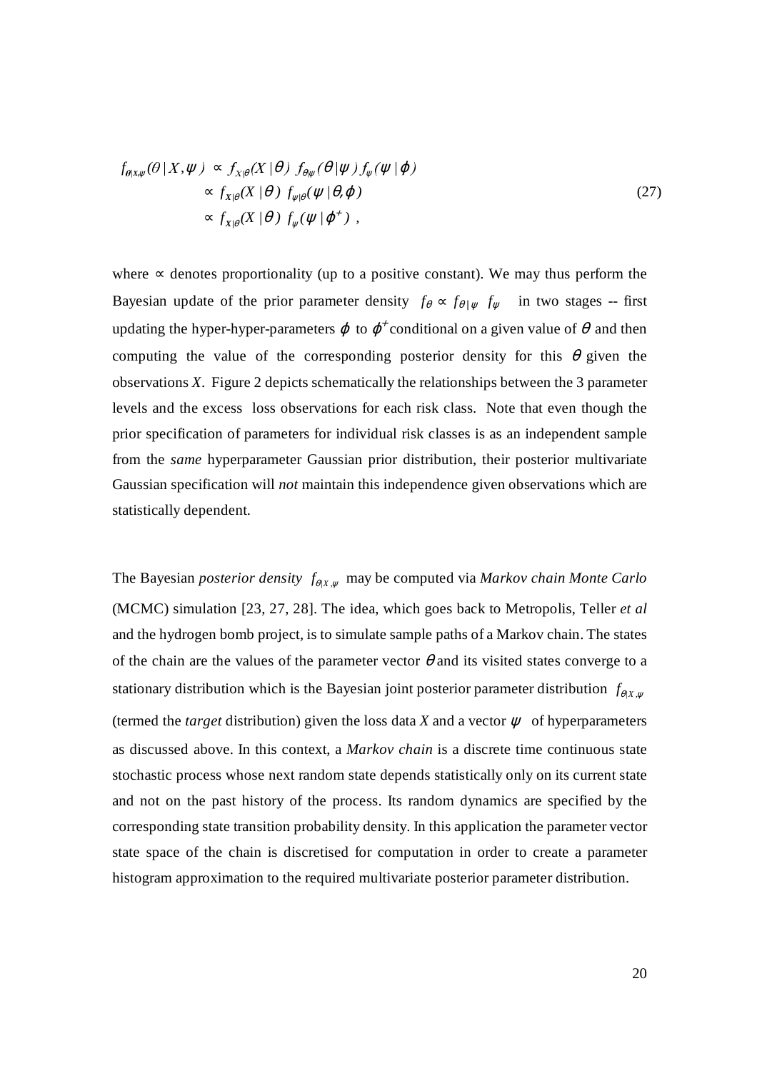$$
\begin{aligned}
f_{\theta|X,\psi}(\theta \mid X, \psi) &\propto f_{X|\theta}(X \mid \theta)\ f_{\theta|\psi}(\theta \mid \psi)\, f_{\psi}(\psi \mid \varphi) \\
&\propto f_{X|\theta}(X \mid \theta)\ f_{\psi|\theta}(\psi \mid \theta, \varphi) \\
&\propto f_{X|\theta}(X \mid \theta)\ f_{\psi}(\psi \mid \varphi^{+})\ ,
\end{aligned} \tag{27}
$$

where $\propto$ denotes proportionality (up to a positive constant). We may thus perform the Bayesian update of the prior parameter density $f_{\theta} \propto f_{\theta\,|\,\psi}\ f_{\psi}$ in two stages -- first updating the hyper-hyper-parameters $\varphi$ to $\varphi^{+}$ conditional on a given value of $\theta$ and then computing the value of the corresponding posterior density for this $\theta$ given the observations *X*. Figure 2 depicts schematically the relationships between the 3 parameter levels and the excess loss observations for each risk class. Note that even though the prior specification of parameters for individual risk classes is as an independent sample from the *same* hyperparameter Gaussian prior distribution, their posterior multivariate Gaussian specification will *not* maintain this independence given observations which are statistically dependent.

The Bayesian *posterior density* $f_{\theta|X,\psi}$ may be computed via *Markov chain Monte Carlo* (MCMC) simulation [23, 27, 28]. The idea, which goes back to Metropolis, Teller *et al* and the hydrogen bomb project, is to simulate sample paths of a Markov chain. The states of the chain are the values of the parameter vector $\theta$ and its visited states converge to a stationary distribution which is the Bayesian joint posterior parameter distribution $f_{\theta|X,\psi}$ (termed the *target* distribution) given the loss data *X* and a vector $\psi$ of hyperparameters as discussed above. In this context, a *Markov chain* is a discrete time continuous state stochastic process whose next random state depends statistically only on its current state and not on the past history of the process. Its random dynamics are specified by the corresponding state transition probability density. In this application the parameter vector state space of the chain is discretised for computation in order to create a parameter histogram approximation to the required multivariate posterior parameter distribution.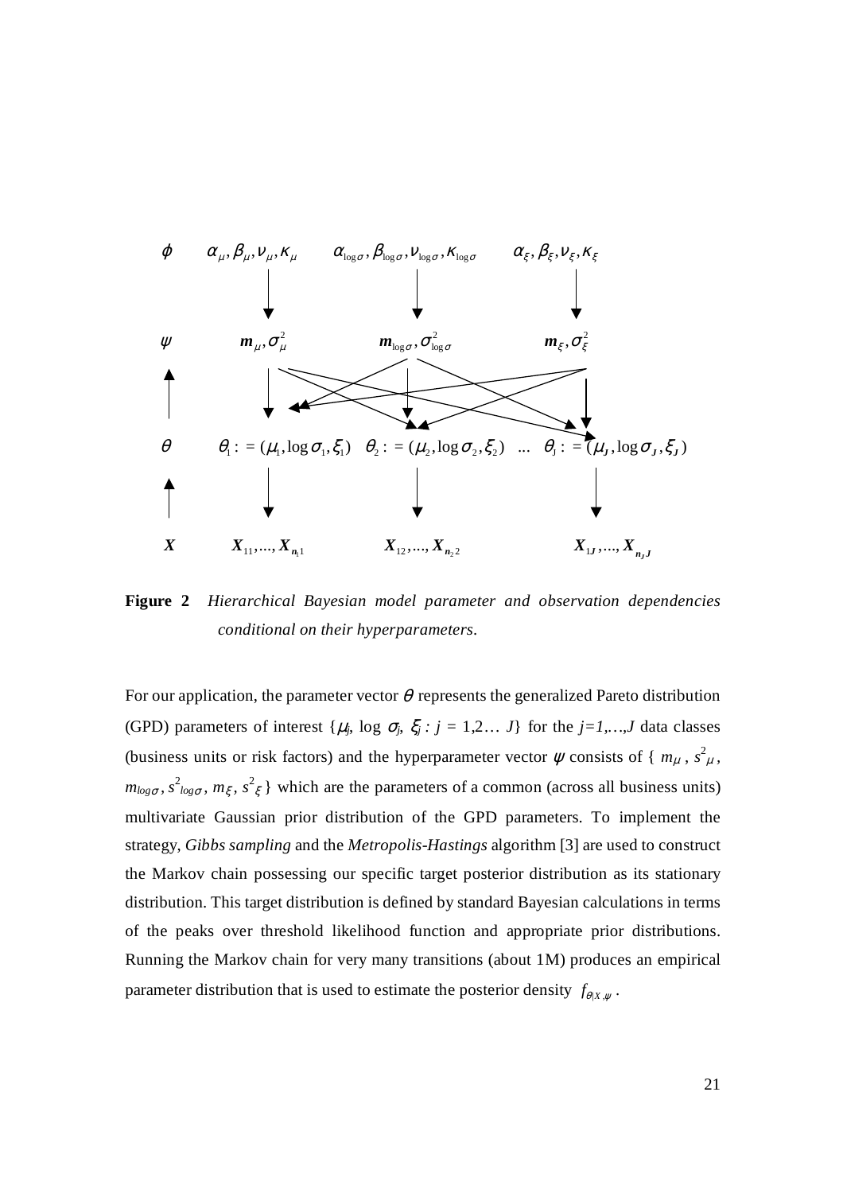**Figure 2** *Hierarchical Bayesian model parameter and observation dependencies conditional on their hyperparameters.*

For our application, the parameter vector $\theta$ represents the generalized Pareto distribution (GPD) parameters of interest $\{\mu_j, \log \sigma_j, \xi_j : j = 1,2\ldots J\}$ for the $j=1,\ldots,J$ data classes (business units or risk factors) and the hyperparameter vector $\psi$ consists of $\{ m_\mu , s^2_\mu , m_{log\sigma}, s^2_{log\sigma}, m_\xi, s^2_\xi \}$ which are the parameters of a common (across all business units) multivariate Gaussian prior distribution of the GPD parameters. To implement the strategy, *Gibbs sampling* and the *Metropolis-Hastings* algorithm [3] are used to construct the Markov chain possessing our specific target posterior distribution as its stationary distribution. This target distribution is defined by standard Bayesian calculations in terms of the peaks over threshold likelihood function and appropriate prior distributions. Running the Markov chain for very many transitions (about 1M) produces an empirical parameter distribution that is used to estimate the posterior density $f_{\theta|X,\psi}$ .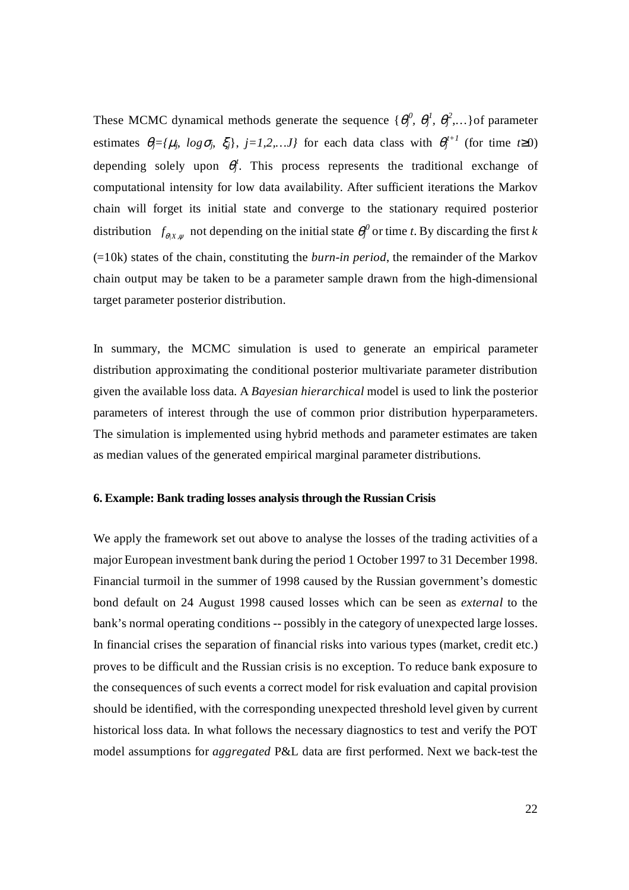These MCMC dynamical methods generate the sequence $\{\theta_j^0, \theta_j^1, \theta_j^2,\ldots\}$of parameter estimates $\theta_j=\{\mu_j, \log\sigma_j, \xi_j\}$, $j=1,2,\ldots J\}$ for each data class with $\theta_j^{t+1}$ (for time $t\geq 0$) depending solely upon $\theta_j^t$. This process represents the traditional exchange of computational intensity for low data availability. After sufficient iterations the Markov chain will forget its initial state and converge to the stationary required posterior distribution $f_{\theta|X,\psi}$ not depending on the initial state $\theta_j^0$ or time $t$. By discarding the first $k$ (=10k) states of the chain, constituting the *burn-in period*, the remainder of the Markov chain output may be taken to be a parameter sample drawn from the high-dimensional target parameter posterior distribution.

In summary, the MCMC simulation is used to generate an empirical parameter distribution approximating the conditional posterior multivariate parameter distribution given the available loss data. A *Bayesian hierarchical* model is used to link the posterior parameters of interest through the use of common prior distribution hyperparameters. The simulation is implemented using hybrid methods and parameter estimates are taken as median values of the generated empirical marginal parameter distributions.

### 6. Example: Bank trading losses analysis through the Russian Crisis

We apply the framework set out above to analyse the losses of the trading activities of a major European investment bank during the period 1 October 1997 to 31 December 1998. Financial turmoil in the summer of 1998 caused by the Russian government's domestic bond default on 24 August 1998 caused losses which can be seen as *external* to the bank's normal operating conditions -- possibly in the category of unexpected large losses. In financial crises the separation of financial risks into various types (market, credit etc.) proves to be difficult and the Russian crisis is no exception. To reduce bank exposure to the consequences of such events a correct model for risk evaluation and capital provision should be identified, with the corresponding unexpected threshold level given by current historical loss data. In what follows the necessary diagnostics to test and verify the POT model assumptions for *aggregated* P&L data are first performed. Next we back-test the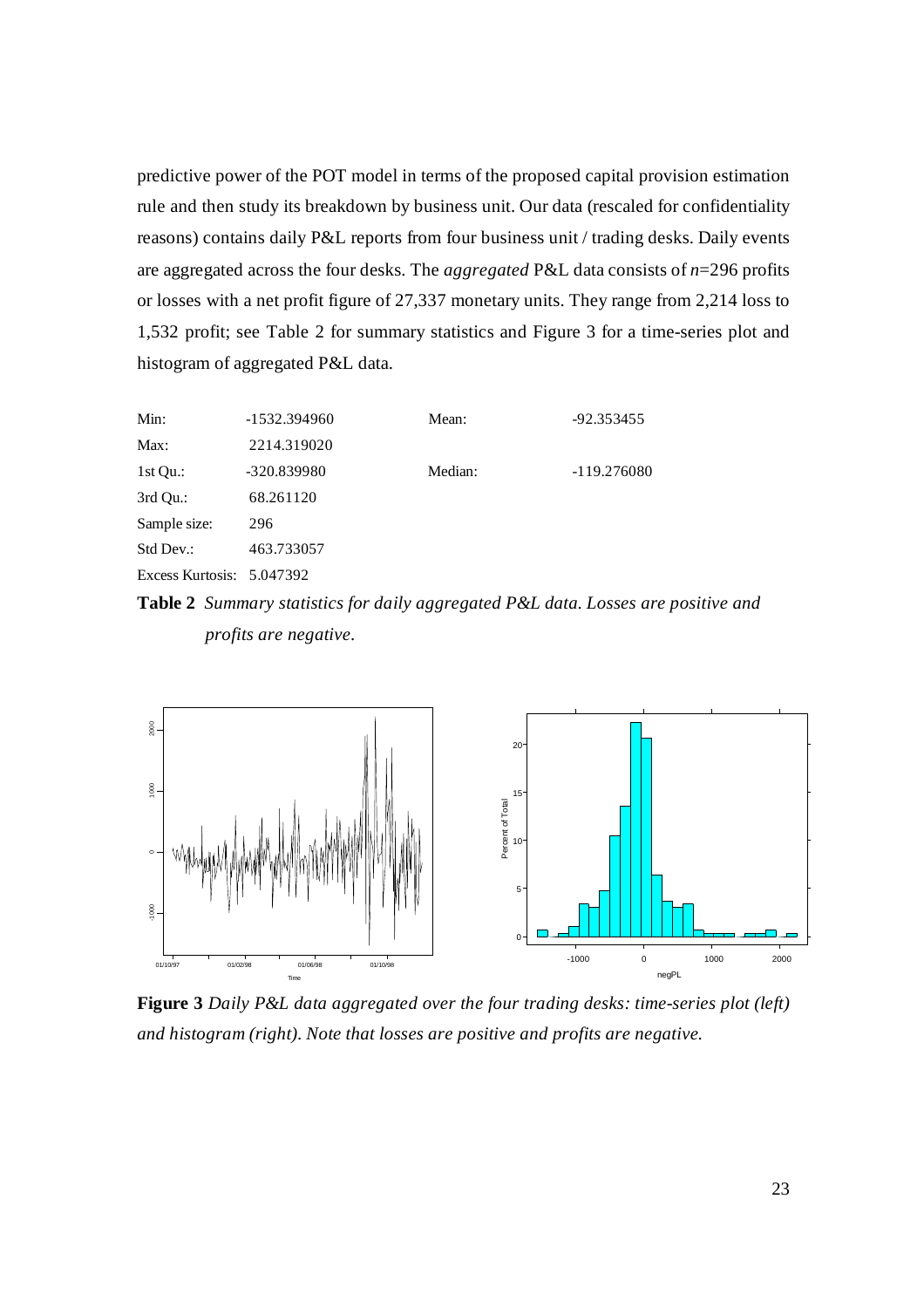predictive power of the POT model in terms of the proposed capital provision estimation rule and then study its breakdown by business unit. Our data (rescaled for confidentiality reasons) contains daily P&L reports from four business unit / trading desks. Daily events are aggregated across the four desks. The *aggregated* P&L data consists of $n$=296 profits or losses with a net profit figure of 27,337 monetary units. They range from 2,214 loss to 1,532 profit; see Table 2 for summary statistics and Figure 3 for a time-series plot and histogram of aggregated P&L data.

| | | | |
|---|---|---|---|
| Min: | -1532.394960 | Mean: | -92.353455 |
| Max: | 2214.319020 | | |
| 1st Qu.: | -320.839980 | Median: | -119.276080 |
| 3rd Qu.: | 68.261120 | | |
| Sample size: | 296 | | |
| Std Dev.: | 463.733057 | | |
| Excess Kurtosis: | 5.047392 | | |

**Table 2** *Summary statistics for daily aggregated P&L data. Losses are positive and profits are negative.*

**Figure 3** *Daily P&L data aggregated over the four trading desks: time-series plot (left) and histogram (right). Note that losses are positive and profits are negative.*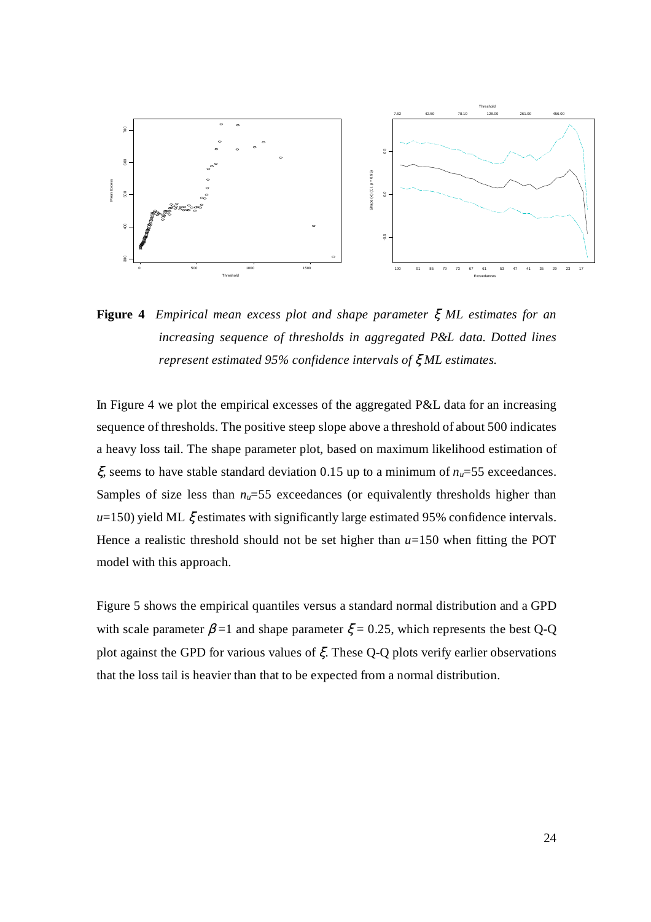**Figure 4** *Empirical mean excess plot and shape parameter $\xi$ ML estimates for an increasing sequence of thresholds in aggregated P&L data. Dotted lines represent estimated 95% confidence intervals of $\xi$ ML estimates.*

In Figure 4 we plot the empirical excesses of the aggregated P&L data for an increasing sequence of thresholds. The positive steep slope above a threshold of about 500 indicates a heavy loss tail. The shape parameter plot, based on maximum likelihood estimation of $\xi$, seems to have stable standard deviation 0.15 up to a minimum of $n_u$=55 exceedances. Samples of size less than $n_u$=55 exceedances (or equivalently thresholds higher than $u$=150) yield ML $\xi$ estimates with significantly large estimated 95% confidence intervals. Hence a realistic threshold should not be set higher than $u$=150 when fitting the POT model with this approach.

Figure 5 shows the empirical quantiles versus a standard normal distribution and a GPD with scale parameter $\beta$=1 and shape parameter $\xi$= 0.25, which represents the best Q-Q plot against the GPD for various values of $\xi$. These Q-Q plots verify earlier observations that the loss tail is heavier than that to be expected from a normal distribution.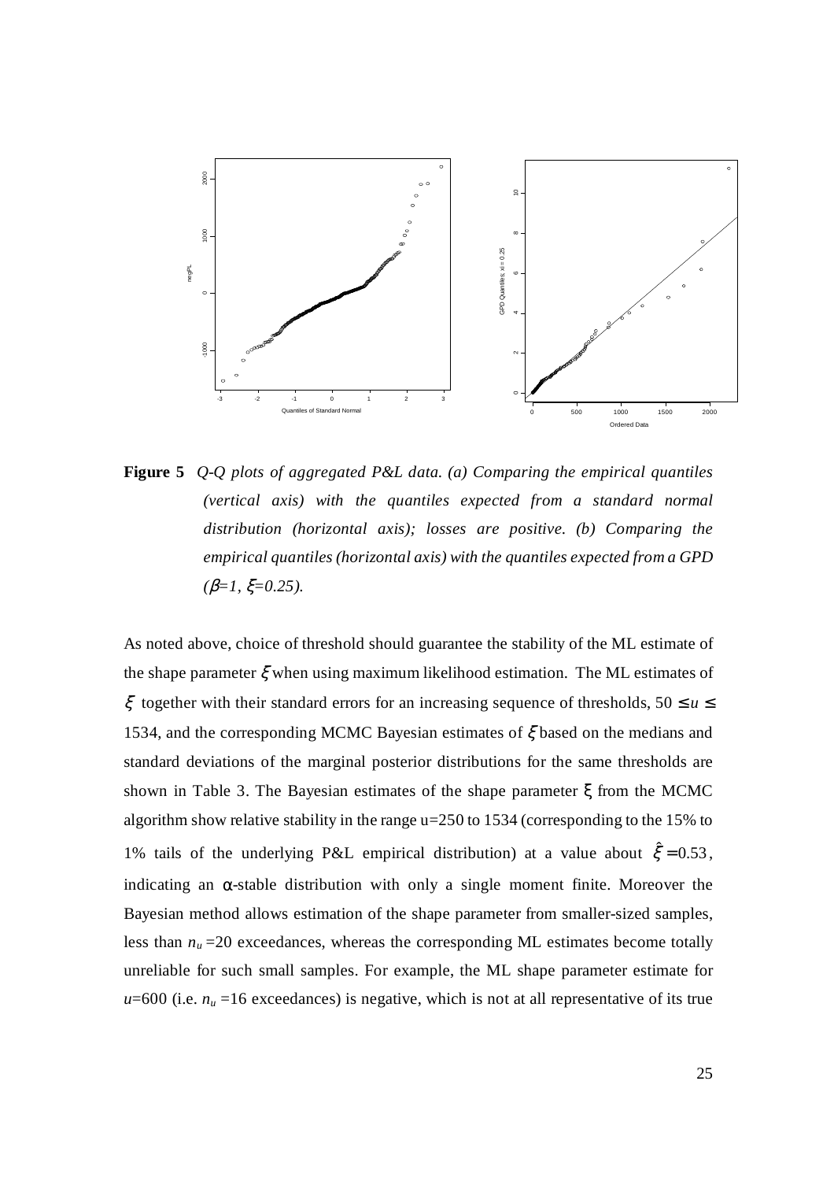**Figure 5** *Q-Q plots of aggregated P&L data. (a) Comparing the empirical quantiles (vertical axis) with the quantiles expected from a standard normal distribution (horizontal axis); losses are positive. (b) Comparing the empirical quantiles (horizontal axis) with the quantiles expected from a GPD ($\beta$=1, $\xi$=0.25).*

As noted above, choice of threshold should guarantee the stability of the ML estimate of the shape parameter $\xi$ when using maximum likelihood estimation. The ML estimates of $\xi$ together with their standard errors for an increasing sequence of thresholds, $50 \leq u \leq 1534$, and the corresponding MCMC Bayesian estimates of $\xi$ based on the medians and standard deviations of the marginal posterior distributions for the same thresholds are shown in Table 3. The Bayesian estimates of the shape parameter $\xi$ from the MCMC algorithm show relative stability in the range u=250 to 1534 (corresponding to the 15% to 1% tails of the underlying P&L empirical distribution) at a value about $\hat{\xi} = 0.53$, indicating an $\alpha$-stable distribution with only a single moment finite. Moreover the Bayesian method allows estimation of the shape parameter from smaller-sized samples, less than $n_u = 20$ exceedances, whereas the corresponding ML estimates become totally unreliable for such small samples. For example, the ML shape parameter estimate for $u$=600 (i.e. $n_u = 16$ exceedances) is negative, which is not at all representative of its true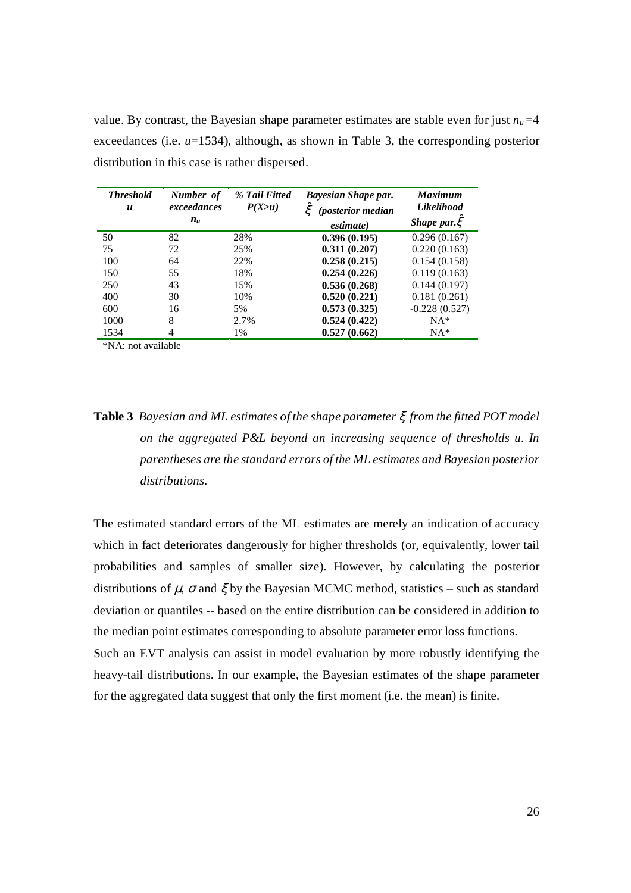value. By contrast, the Bayesian shape parameter estimates are stable even for just $n_u$=4 exceedances (i.e. $u$=1534), although, as shown in Table 3, the corresponding posterior distribution in this case is rather dispersed.

| ***Threshold*** $u$ | ***Number of exceedances*** $n_u$ | ***% Tail Fitted*** $P(X>u)$ | ***Bayesian Shape par.*** $\hat{\xi}$ ***(posterior median estimate)*** | ***Maximum Likelihood Shape par.*** $\hat{\xi}$ |
|---|---|---|---|---|
| 50 | 82 | 28% | **0.396 (0.195)** | 0.296 (0.167) |
| 75 | 72 | 25% | **0.311 (0.207)** | 0.220 (0.163) |
| 100 | 64 | 22% | **0.258 (0.215)** | 0.154 (0.158) |
| 150 | 55 | 18% | **0.254 (0.226)** | 0.119 (0.163) |
| 250 | 43 | 15% | **0.536 (0.268)** | 0.144 (0.197) |
| 400 | 30 | 10% | **0.520 (0.221)** | 0.181 (0.261) |
| 600 | 16 | 5% | **0.573 (0.325)** | -0.228 (0.527) |
| 1000 | 8 | 2.7% | **0.524 (0.422)** | NA* |
| 1534 | 4 | 1% | **0.527 (0.662)** | NA* |

*NA: not available

**Table 3** *Bayesian and ML estimates of the shape parameter* $\xi$ *from the fitted POT model on the aggregated P&L beyond an increasing sequence of thresholds u. In parentheses are the standard errors of the ML estimates and Bayesian posterior distributions.*

The estimated standard errors of the ML estimates are merely an indication of accuracy which in fact deteriorates dangerously for higher thresholds (or, equivalently, lower tail probabilities and samples of smaller size). However, by calculating the posterior distributions of $\mu$, $\sigma$ and $\xi$ by the Bayesian MCMC method, statistics – such as standard deviation or quantiles -- based on the entire distribution can be considered in addition to the median point estimates corresponding to absolute parameter error loss functions.

Such an EVT analysis can assist in model evaluation by more robustly identifying the heavy-tail distributions. In our example, the Bayesian estimates of the shape parameter for the aggregated data suggest that only the first moment (i.e. the mean) is finite.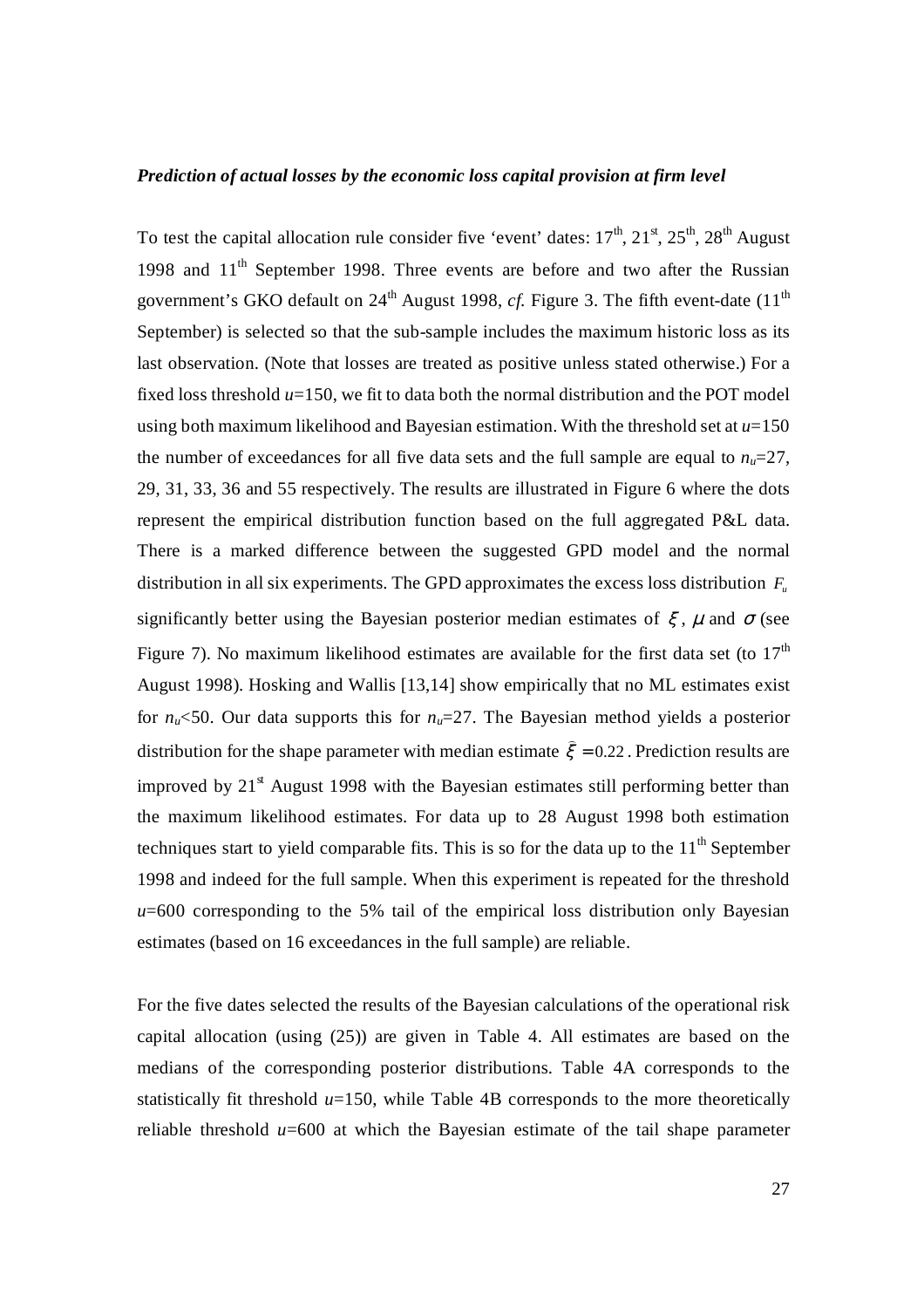***Prediction of actual losses by the economic loss capital provision at firm level***

To test the capital allocation rule consider five 'event' dates: 17th, 21st, 25th, 28th August 1998 and 11th September 1998. Three events are before and two after the Russian government's GKO default on 24th August 1998, *cf.* Figure 3. The fifth event-date (11th September) is selected so that the sub-sample includes the maximum historic loss as its last observation. (Note that losses are treated as positive unless stated otherwise.) For a fixed loss threshold $u$=150, we fit to data both the normal distribution and the POT model using both maximum likelihood and Bayesian estimation. With the threshold set at $u$=150 the number of exceedances for all five data sets and the full sample are equal to $n_u$=27, 29, 31, 33, 36 and 55 respectively. The results are illustrated in Figure 6 where the dots represent the empirical distribution function based on the full aggregated P&L data. There is a marked difference between the suggested GPD model and the normal distribution in all six experiments. The GPD approximates the excess loss distribution $F_u$ significantly better using the Bayesian posterior median estimates of $\xi$, $\mu$ and $\sigma$ (see Figure 7). No maximum likelihood estimates are available for the first data set (to 17th August 1998). Hosking and Wallis [13,14] show empirically that no ML estimates exist for $n_u$<50. Our data supports this for $n_u$=27. The Bayesian method yields a posterior distribution for the shape parameter with median estimate $\bar{\xi} = 0.22$. Prediction results are improved by 21st August 1998 with the Bayesian estimates still performing better than the maximum likelihood estimates. For data up to 28 August 1998 both estimation techniques start to yield comparable fits. This is so for the data up to the 11th September 1998 and indeed for the full sample. When this experiment is repeated for the threshold $u$=600 corresponding to the 5% tail of the empirical loss distribution only Bayesian estimates (based on 16 exceedances in the full sample) are reliable.

For the five dates selected the results of the Bayesian calculations of the operational risk capital allocation (using (25)) are given in Table 4. All estimates are based on the medians of the corresponding posterior distributions. Table 4A corresponds to the statistically fit threshold $u$=150, while Table 4B corresponds to the more theoretically reliable threshold $u$=600 at which the Bayesian estimate of the tail shape parameter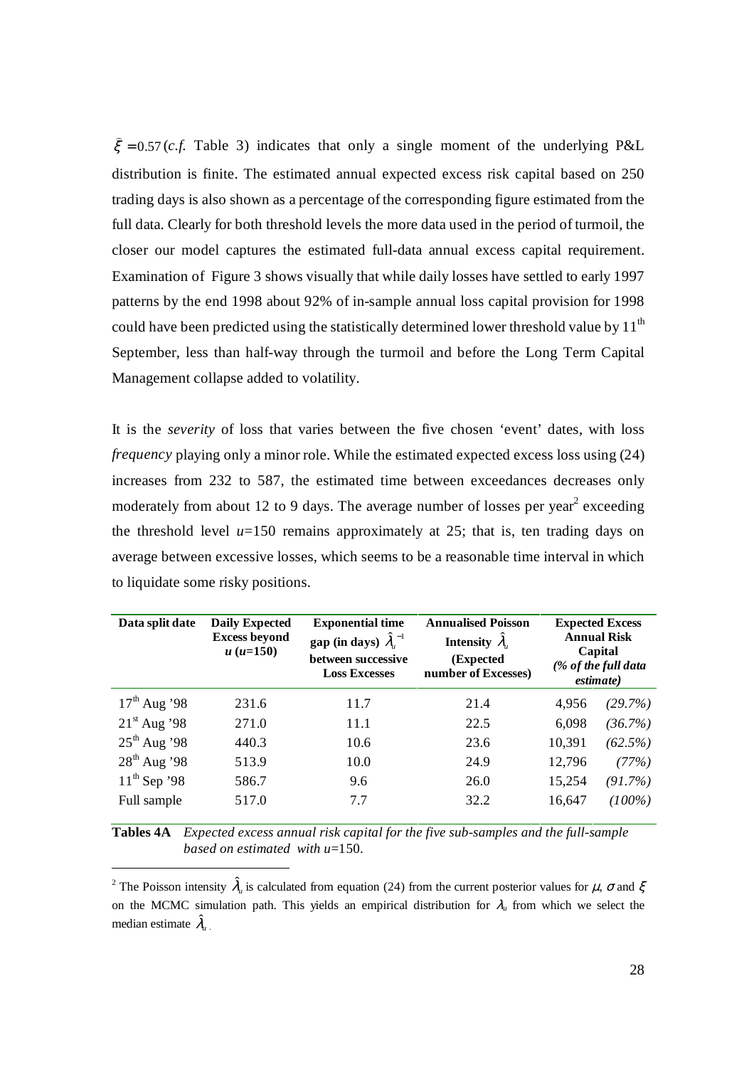$\hat{\xi} = 0.57$ (*c.f.* Table 3) indicates that only a single moment of the underlying P&L distribution is finite. The estimated annual expected excess risk capital based on 250 trading days is also shown as a percentage of the corresponding figure estimated from the full data. Clearly for both threshold levels the more data used in the period of turmoil, the closer our model captures the estimated full-data annual excess capital requirement. Examination of Figure 3 shows visually that while daily losses have settled to early 1997 patterns by the end 1998 about 92% of in-sample annual loss capital provision for 1998 could have been predicted using the statistically determined lower threshold value by 11th September, less than half-way through the turmoil and before the Long Term Capital Management collapse added to volatility.

It is the *severity* of loss that varies between the five chosen 'event' dates, with loss *frequency* playing only a minor role. While the estimated expected excess loss using (24) increases from 232 to 587, the estimated time between exceedances decreases only moderately from about 12 to 9 days. The average number of losses per year[2] exceeding the threshold level $u$=150 remains approximately at 25; that is, ten trading days on average between excessive losses, which seems to be a reasonable time interval in which to liquidate some risky positions.

| Data split date | Daily Expected Excess beyond $u$ ($u$=150) | Exponential time gap (in days) $\hat{\lambda}_u^{-1}$ between successive Loss Excesses | Annualised Poisson Intensity $\hat{\lambda}_u$ (Expected number of Excesses) | Expected Excess Annual Risk Capital *(% of the full data estimate)* | |
|---|---|---|---|---|---|
| 17th Aug '98 | 231.6 | 11.7 | 21.4 | 4,956 | *(29.7%)* |
| 21st Aug '98 | 271.0 | 11.1 | 22.5 | 6,098 | *(36.7%)* |
| 25th Aug '98 | 440.3 | 10.6 | 23.6 | 10,391 | *(62.5%)* |
| 28th Aug '98 | 513.9 | 10.0 | 24.9 | 12,796 | *(77%)* |
| 11th Sep '98 | 586.7 | 9.6 | 26.0 | 15,254 | *(91.7%)* |
| Full sample | 517.0 | 7.7 | 32.2 | 16,647 | *(100%)* |

**Tables 4A** *Expected excess annual risk capital for the five sub-samples and the full-sample based on estimated with u=150.*

[2] The Poisson intensity $\hat{\lambda}_u$ is calculated from equation (24) from the current posterior values for $\mu$, $\sigma$ and $\xi$ on the MCMC simulation path. This yields an empirical distribution for $\lambda_u$ from which we select the median estimate $\hat{\lambda}_u$.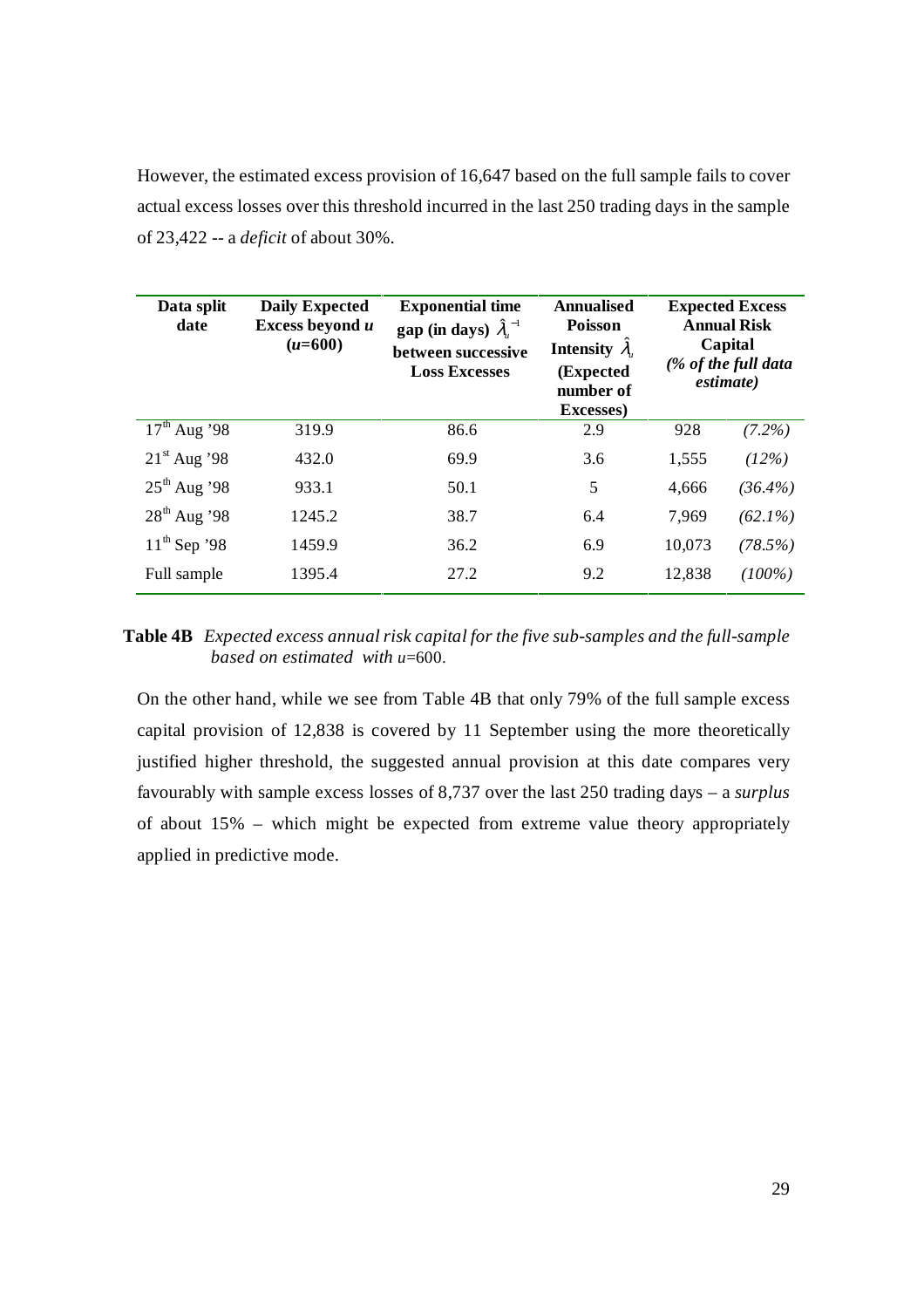However, the estimated excess provision of 16,647 based on the full sample fails to cover actual excess losses over this threshold incurred in the last 250 trading days in the sample of 23,422 -- a *deficit* of about 30%.

| Data split date | Daily Expected Excess beyond $u$ ($u$=600) | Exponential time gap (in days) $\hat{\lambda}_u^{-1}$ between successive Loss Excesses | Annualised Poisson Intensity $\hat{\lambda}_u$ (Expected number of Excesses) | Expected Excess Annual Risk Capital *(% of the full data estimate)* | |
|---|---|---|---|---|---|
| 17th Aug '98 | 319.9 | 86.6 | 2.9 | 928 | *(7.2%)* |
| 21st Aug '98 | 432.0 | 69.9 | 3.6 | 1,555 | *(12%)* |
| 25th Aug '98 | 933.1 | 50.1 | 5 | 4,666 | *(36.4%)* |
| 28th Aug '98 | 1245.2 | 38.7 | 6.4 | 7,969 | *(62.1%)* |
| 11th Sep '98 | 1459.9 | 36.2 | 6.9 | 10,073 | *(78.5%)* |
| Full sample | 1395.4 | 27.2 | 9.2 | 12,838 | *(100%)* |

**Table 4B** *Expected excess annual risk capital for the five sub-samples and the full-sample based on estimated with u*=600.

On the other hand, while we see from Table 4B that only 79% of the full sample excess capital provision of 12,838 is covered by 11 September using the more theoretically justified higher threshold, the suggested annual provision at this date compares very favourably with sample excess losses of 8,737 over the last 250 trading days – a *surplus* of about 15% – which might be expected from extreme value theory appropriately applied in predictive mode.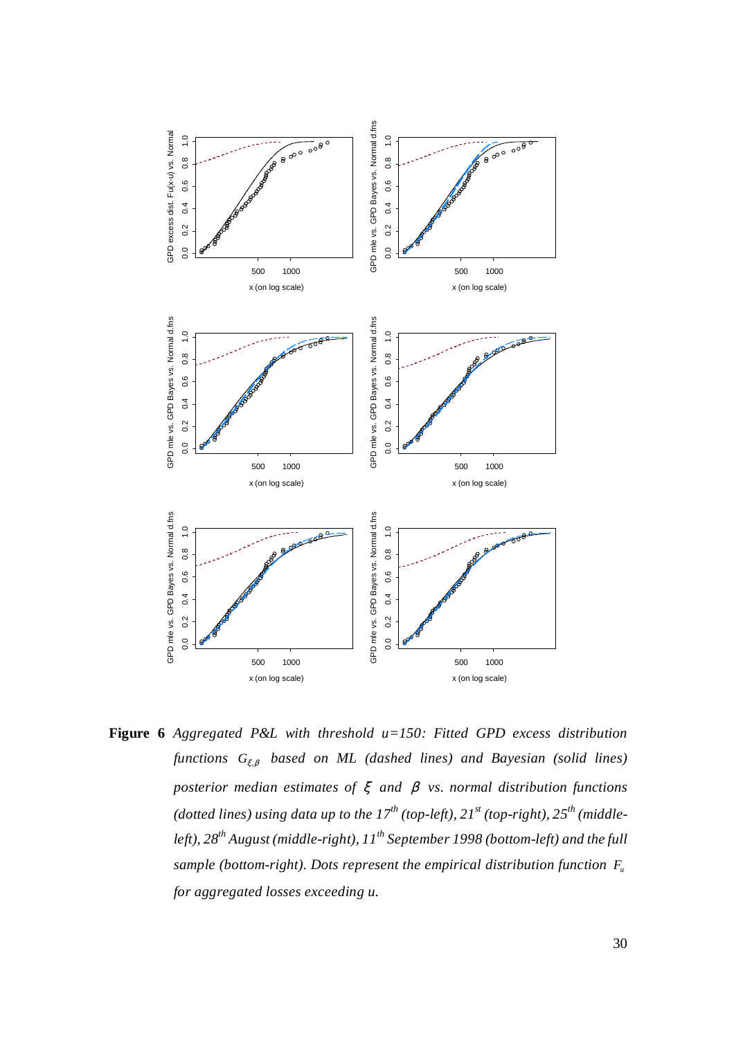**Figure 6** *Aggregated P&L with threshold u=150: Fitted GPD excess distribution functions $G_{\xi,\beta}$ based on ML (dashed lines) and Bayesian (solid lines) posterior median estimates of $\xi$ and $\beta$ vs. normal distribution functions (dotted lines) using data up to the 17th (top-left), 21st (top-right), 25th (middle-left), 28th August (middle-right), 11th September 1998 (bottom-left) and the full sample (bottom-right). Dots represent the empirical distribution function $F_u$ for aggregated losses exceeding u.*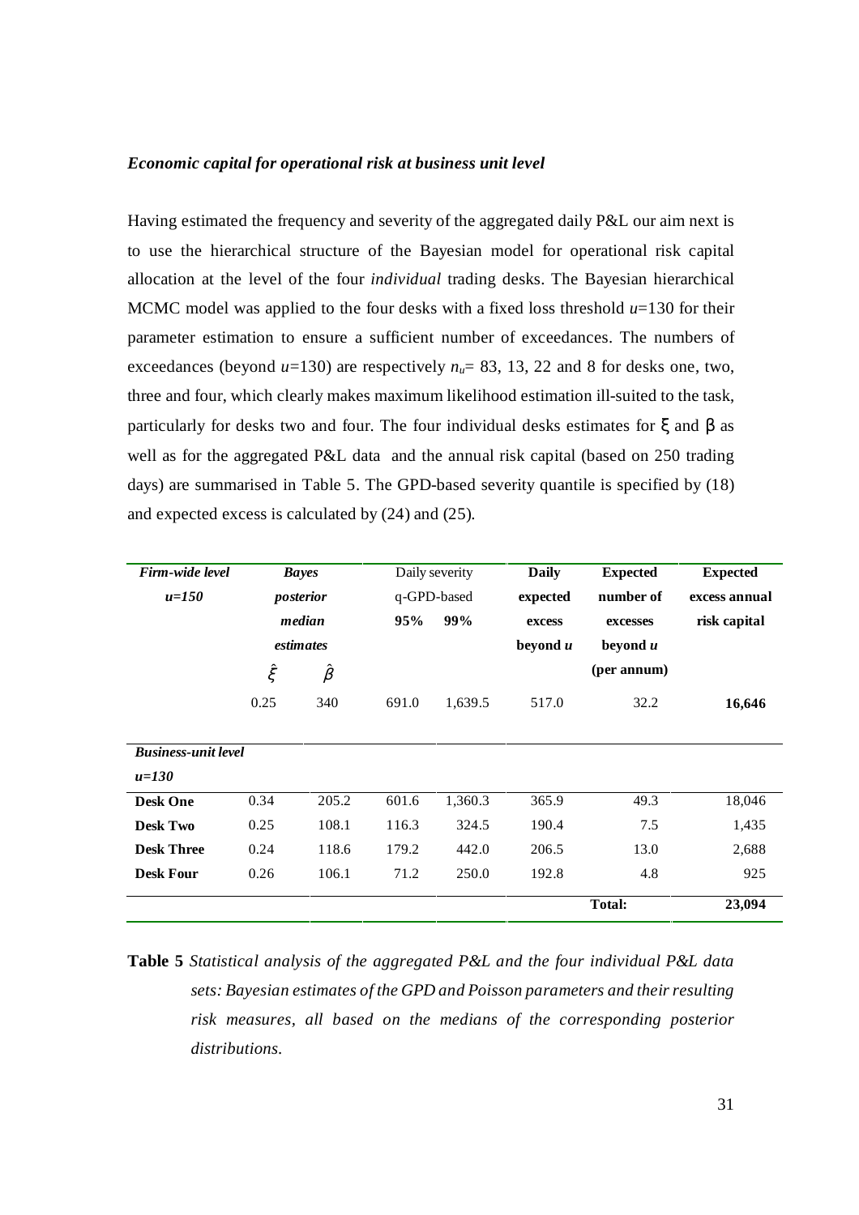***Economic capital for operational risk at business unit level***

Having estimated the frequency and severity of the aggregated daily P&L our aim next is to use the hierarchical structure of the Bayesian model for operational risk capital allocation at the level of the four *individual* trading desks. The Bayesian hierarchical MCMC model was applied to the four desks with a fixed loss threshold $u$=130 for their parameter estimation to ensure a sufficient number of exceedances. The numbers of exceedances (beyond $u$=130) are respectively $n_u$= 83, 13, 22 and 8 for desks one, two, three and four, which clearly makes maximum likelihood estimation ill-suited to the task, particularly for desks two and four. The four individual desks estimates for $\xi$ and $\beta$ as well as for the aggregated P&L data and the annual risk capital (based on 250 trading days) are summarised in Table 5. The GPD-based severity quantile is specified by (18) and expected excess is calculated by (24) and (25).

| ***Firm-wide level*** ***u=150*** | ***Bayes posterior median estimates*** $\hat{\xi}$ | $\hat{\beta}$ | Daily severity q-GPD-based **95%** | **99%** | **Daily expected excess beyond *u*** | **Expected number of excesses beyond *u* (per annum)** | **Expected excess annual risk capital** |
|---|---|---|---|---|---|---|---|
| | 0.25 | 340 | 691.0 | 1,639.5 | 517.0 | 32.2 | **16,646** |
| ***Business-unit level*** ***u=130*** | | | | | | | |
| **Desk One** | 0.34 | 205.2 | 601.6 | 1,360.3 | 365.9 | 49.3 | 18,046 |
| **Desk Two** | 0.25 | 108.1 | 116.3 | 324.5 | 190.4 | 7.5 | 1,435 |
| **Desk Three** | 0.24 | 118.6 | 179.2 | 442.0 | 206.5 | 13.0 | 2,688 |
| **Desk Four** | 0.26 | 106.1 | 71.2 | 250.0 | 192.8 | 4.8 | 925 |
| | | | | | | **Total:** | **23,094** |

**Table 5** *Statistical analysis of the aggregated P&L and the four individual P&L data sets: Bayesian estimates of the GPD and Poisson parameters and their resulting risk measures, all based on the medians of the corresponding posterior distributions.*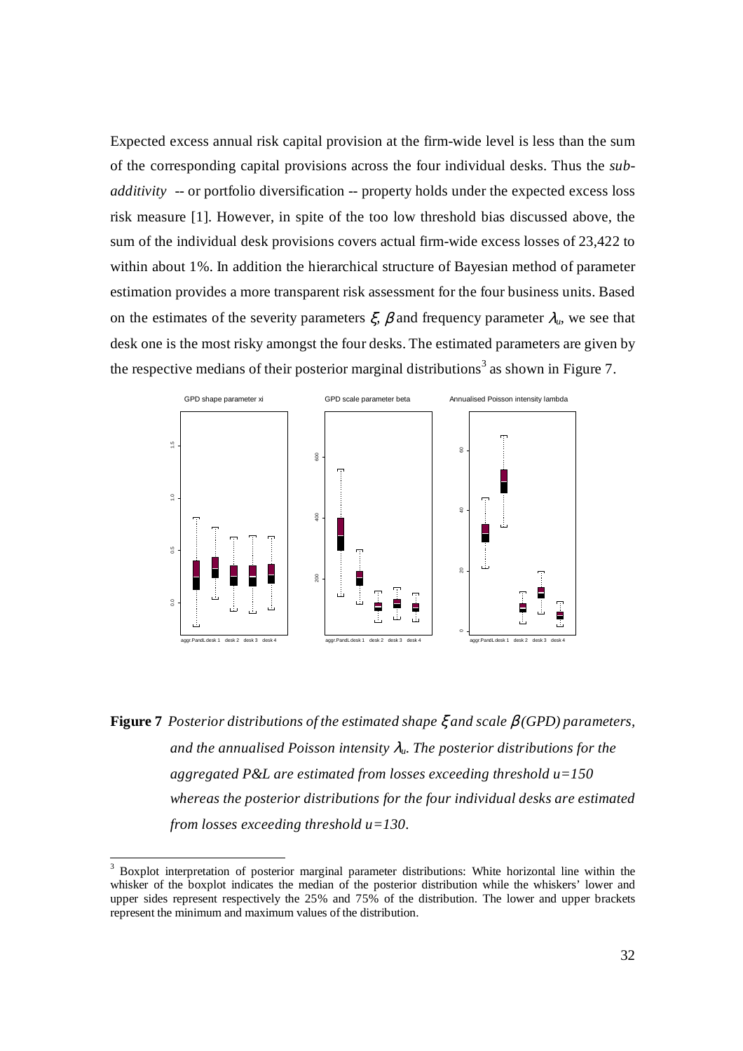Expected excess annual risk capital provision at the firm-wide level is less than the sum of the corresponding capital provisions across the four individual desks. Thus the *sub-additivity* -- or portfolio diversification -- property holds under the expected excess loss risk measure [1]. However, in spite of the too low threshold bias discussed above, the sum of the individual desk provisions covers actual firm-wide excess losses of 23,422 to within about 1%. In addition the hierarchical structure of Bayesian method of parameter estimation provides a more transparent risk assessment for the four business units. Based on the estimates of the severity parameters $\xi$, $\beta$ and frequency parameter $\lambda_u$, we see that desk one is the most risky amongst the four desks. The estimated parameters are given by the respective medians of their posterior marginal distributions[3] as shown in Figure 7.

**Figure 7** *Posterior distributions of the estimated shape $\xi$ and scale $\beta$ (GPD) parameters, and the annualised Poisson intensity $\lambda_u$. The posterior distributions for the aggregated P&L are estimated from losses exceeding threshold $u=150$ whereas the posterior distributions for the four individual desks are estimated from losses exceeding threshold $u=130$.*

[3] Boxplot interpretation of posterior marginal parameter distributions: White horizontal line within the whisker of the boxplot indicates the median of the posterior distribution while the whiskers' lower and upper sides represent respectively the 25% and 75% of the distribution. The lower and upper brackets represent the minimum and maximum values of the distribution.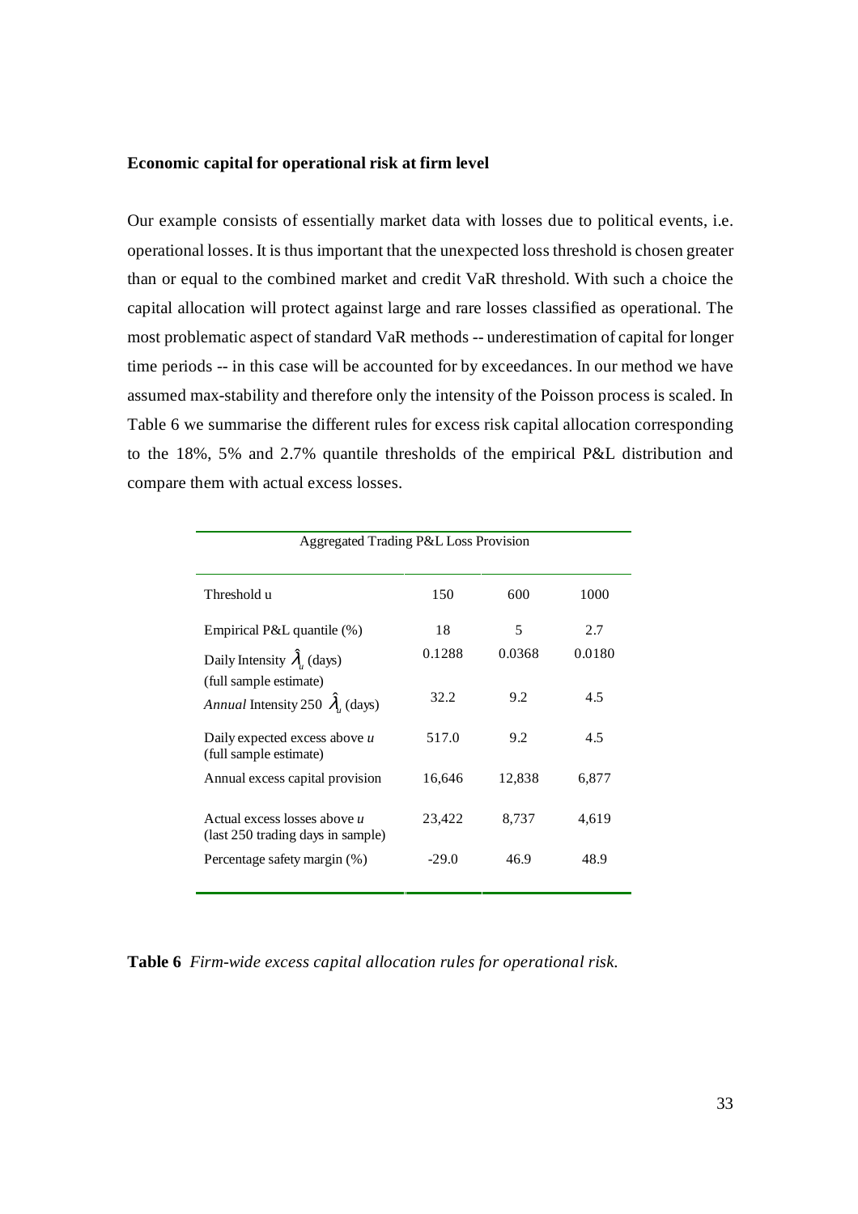**Economic capital for operational risk at firm level**

Our example consists of essentially market data with losses due to political events, i.e. operational losses. It is thus important that the unexpected loss threshold is chosen greater than or equal to the combined market and credit VaR threshold. With such a choice the capital allocation will protect against large and rare losses classified as operational. The most problematic aspect of standard VaR methods -- underestimation of capital for longer time periods -- in this case will be accounted for by exceedances. In our method we have assumed max-stability and therefore only the intensity of the Poisson process is scaled. In Table 6 we summarise the different rules for excess risk capital allocation corresponding to the 18%, 5% and 2.7% quantile thresholds of the empirical P&L distribution and compare them with actual excess losses.

| Aggregated Trading P&L Loss Provision | | | |
|---|---|---|---|
| Threshold u | 150 | 600 | 1000 |
| Empirical P&L quantile (%) | 18 | 5 | 2.7 |
| Daily Intensity $\hat{\lambda}_u$ (days) (full sample estimate) | 0.1288 | 0.0368 | 0.0180 |
| *Annual* Intensity 250 $\hat{\lambda}_u$ (days) | 32.2 | 9.2 | 4.5 |
| Daily expected excess above *u* (full sample estimate) | 517.0 | 9.2 | 4.5 |
| Annual excess capital provision | 16,646 | 12,838 | 6,877 |
| Actual excess losses above *u* (last 250 trading days in sample) | 23,422 | 8,737 | 4,619 |
| Percentage safety margin (%) | -29.0 | 46.9 | 48.9 |

**Table 6** *Firm-wide excess capital allocation rules for operational risk.*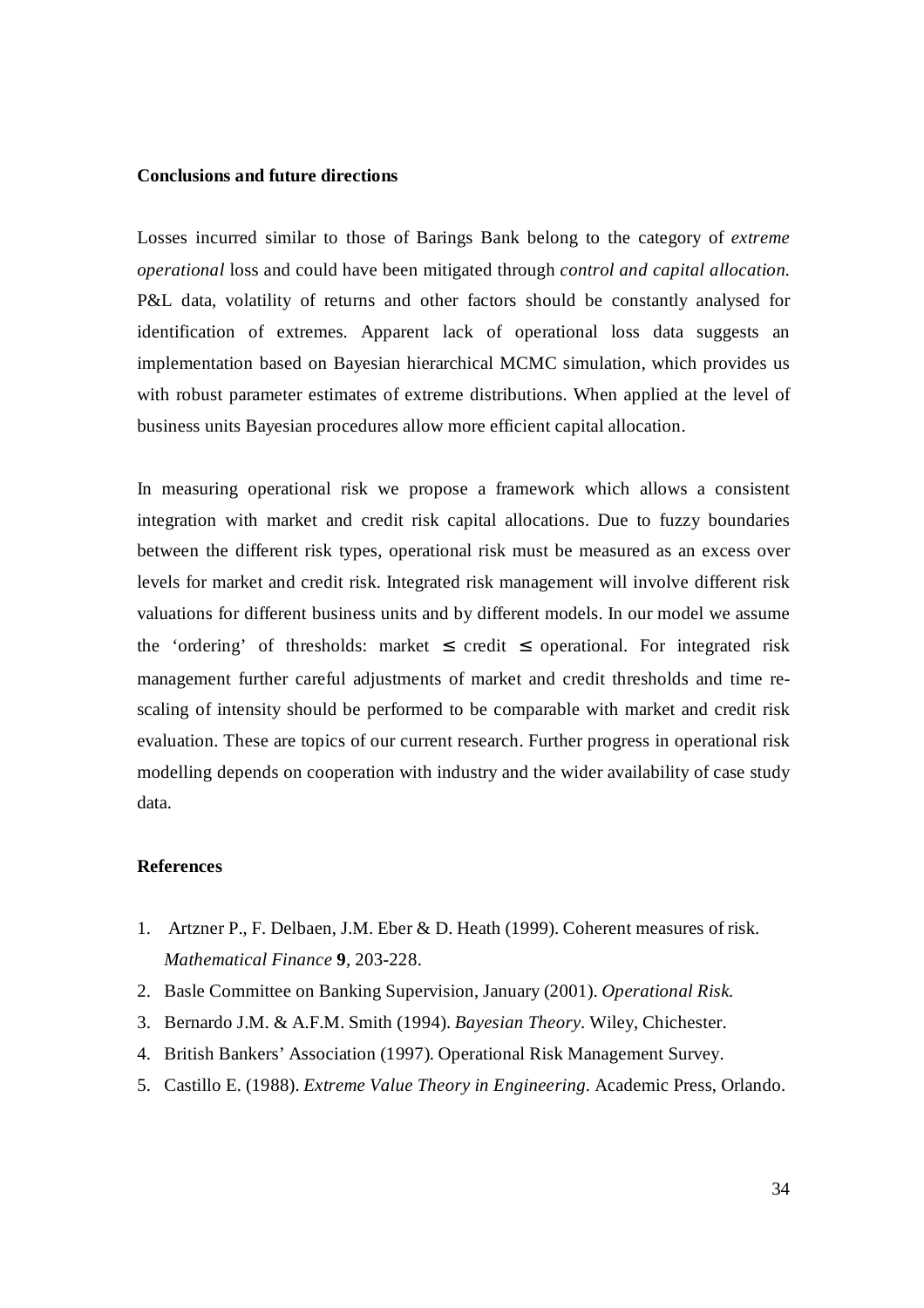## Conclusions and future directions

Losses incurred similar to those of Barings Bank belong to the category of *extreme operational* loss and could have been mitigated through *control and capital allocation.* P&L data, volatility of returns and other factors should be constantly analysed for identification of extremes. Apparent lack of operational loss data suggests an implementation based on Bayesian hierarchical MCMC simulation, which provides us with robust parameter estimates of extreme distributions. When applied at the level of business units Bayesian procedures allow more efficient capital allocation.

In measuring operational risk we propose a framework which allows a consistent integration with market and credit risk capital allocations. Due to fuzzy boundaries between the different risk types, operational risk must be measured as an excess over levels for market and credit risk. Integrated risk management will involve different risk valuations for different business units and by different models. In our model we assume the 'ordering' of thresholds: market $\leq$ credit $\leq$ operational. For integrated risk management further careful adjustments of market and credit thresholds and time re-scaling of intensity should be performed to be comparable with market and credit risk evaluation. These are topics of our current research. Further progress in operational risk modelling depends on cooperation with industry and the wider availability of case study data.

## References

1. Artzner P., F. Delbaen, J.M. Eber & D. Heath (1999). Coherent measures of risk. *Mathematical Finance* **9**, 203-228.
2. Basle Committee on Banking Supervision, January (2001). *Operational Risk.*
3. Bernardo J.M. & A.F.M. Smith (1994). *Bayesian Theory*. Wiley, Chichester.
4. British Bankers' Association (1997). Operational Risk Management Survey.
5. Castillo E. (1988). *Extreme Value Theory in Engineering*. Academic Press, Orlando.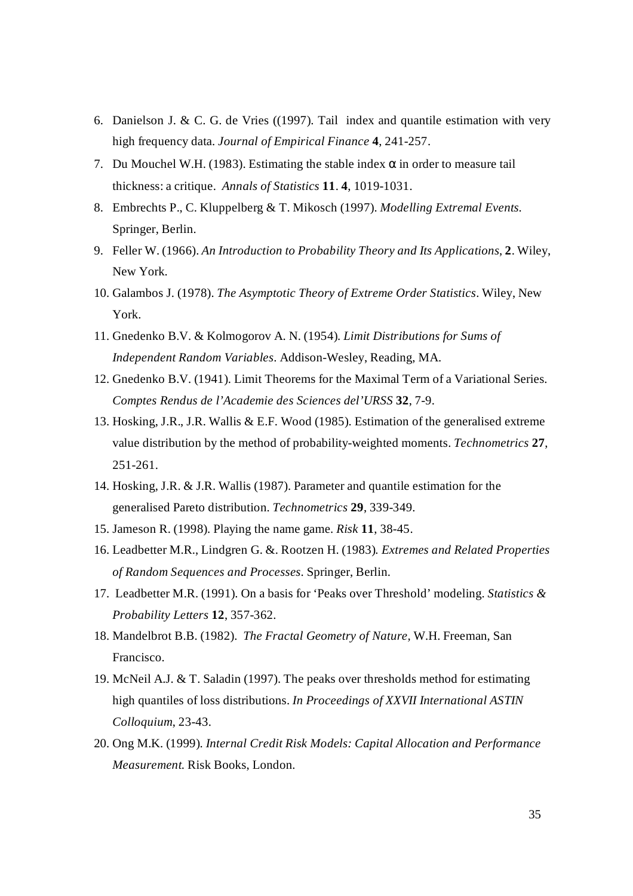6. Danielson J. & C. G. de Vries ((1997). Tail index and quantile estimation with very high frequency data. *Journal of Empirical Finance* **4**, 241-257.
7. Du Mouchel W.H. (1983). Estimating the stable index $\alpha$ in order to measure tail thickness: a critique. *Annals of Statistics* **11**. **4**, 1019-1031.
8. Embrechts P., C. Kluppelberg & T. Mikosch (1997). *Modelling Extremal Events*. Springer, Berlin.
9. Feller W. (1966). *An Introduction to Probability Theory and Its Applications*, **2**. Wiley, New York.
10. Galambos J. (1978). *The Asymptotic Theory of Extreme Order Statistics*. Wiley, New York.
11. Gnedenko B.V. & Kolmogorov A. N. (1954). *Limit Distributions for Sums of Independent Random Variables*. Addison-Wesley, Reading, MA.
12. Gnedenko B.V. (1941). Limit Theorems for the Maximal Term of a Variational Series. *Comptes Rendus de l'Academie des Sciences del'URSS* **32**, 7-9.
13. Hosking, J.R., J.R. Wallis & E.F. Wood (1985). Estimation of the generalised extreme value distribution by the method of probability-weighted moments. *Technometrics* **27**, 251-261.
14. Hosking, J.R. & J.R. Wallis (1987). Parameter and quantile estimation for the generalised Pareto distribution. *Technometrics* **29**, 339-349.
15. Jameson R. (1998). Playing the name game. *Risk* **11**, 38-45.
16. Leadbetter M.R., Lindgren G. &. Rootzen H. (1983). *Extremes and Related Properties of Random Sequences and Processes*. Springer, Berlin.
17. Leadbetter M.R. (1991). On a basis for 'Peaks over Threshold' modeling. *Statistics & Probability Letters* **12**, 357-362.
18. Mandelbrot B.B. (1982). *The Fractal Geometry of Nature*, W.H. Freeman, San Francisco.
19. McNeil A.J. & T. Saladin (1997). The peaks over thresholds method for estimating high quantiles of loss distributions. *In Proceedings of XXVII International ASTIN Colloquium*, 23-43.
20. Ong M.K. (1999). *Internal Credit Risk Models: Capital Allocation and Performance Measurement*. Risk Books, London.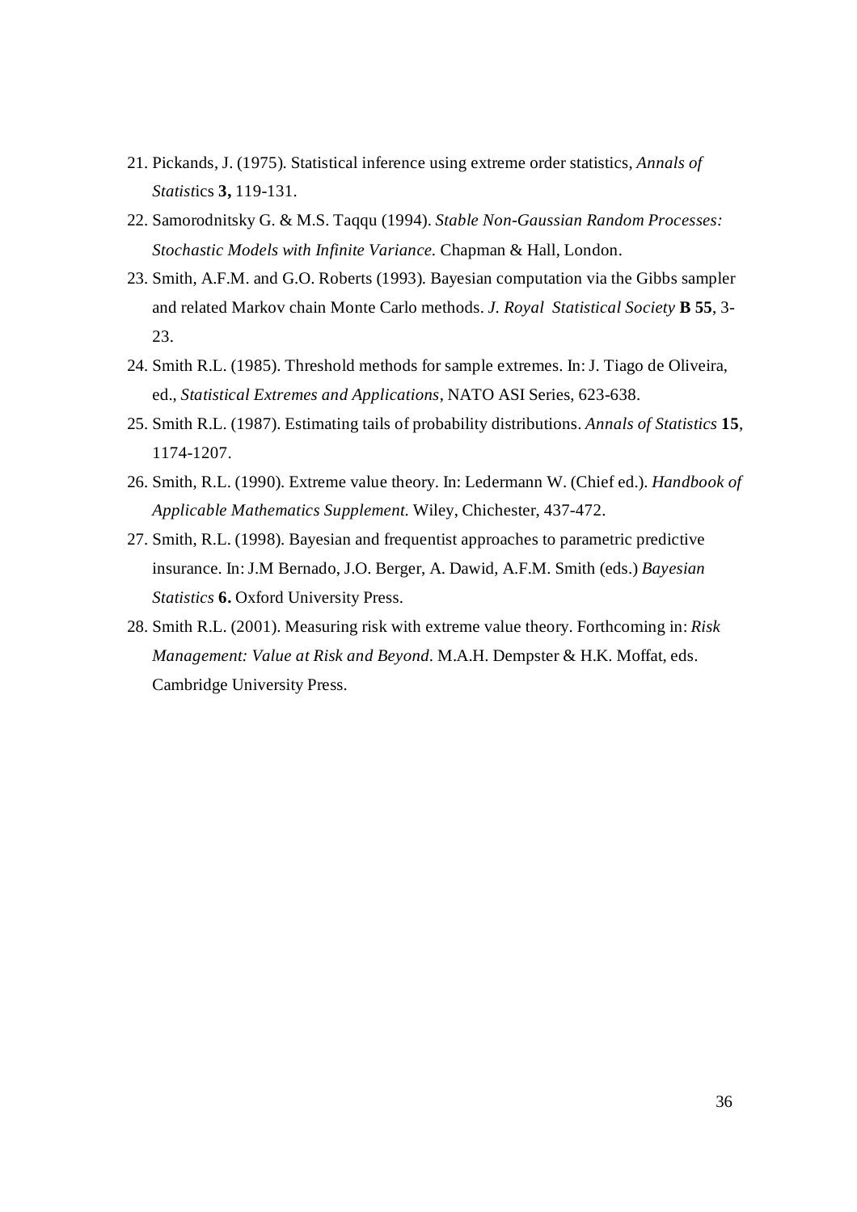21. Pickands, J. (1975). Statistical inference using extreme order statistics, *Annals of Statistics* **3,** 119-131.
22. Samorodnitsky G. & M.S. Taqqu (1994). *Stable Non-Gaussian Random Processes: Stochastic Models with Infinite Variance.* Chapman & Hall, London.
23. Smith, A.F.M. and G.O. Roberts (1993). Bayesian computation via the Gibbs sampler and related Markov chain Monte Carlo methods. *J. Royal Statistical Society* **B 55**, 3-23.
24. Smith R.L. (1985). Threshold methods for sample extremes. In: J. Tiago de Oliveira, ed., *Statistical Extremes and Applications*, NATO ASI Series, 623-638.
25. Smith R.L. (1987). Estimating tails of probability distributions. *Annals of Statistics* **15**, 1174-1207.
26. Smith, R.L. (1990). Extreme value theory. In: Ledermann W. (Chief ed.). *Handbook of Applicable Mathematics Supplement.* Wiley, Chichester, 437-472.
27. Smith, R.L. (1998). Bayesian and frequentist approaches to parametric predictive insurance. In: J.M Bernado, J.O. Berger, A. Dawid, A.F.M. Smith (eds.) *Bayesian Statistics* **6.** Oxford University Press.
28. Smith R.L. (2001). Measuring risk with extreme value theory. Forthcoming in: *Risk Management: Value at Risk and Beyond.* M.A.H. Dempster & H.K. Moffat, eds. Cambridge University Press.